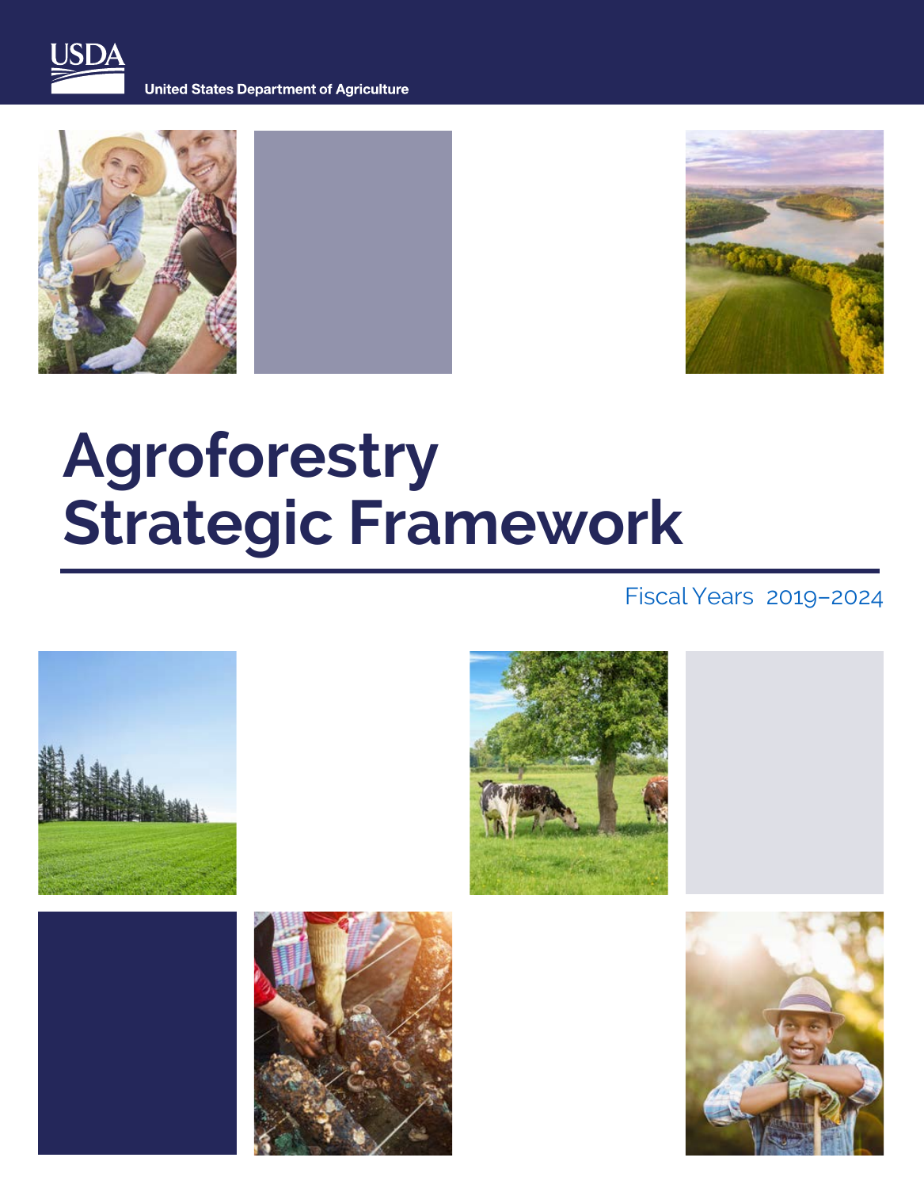USDA

United States Department of Agriculture

# Agroforestry Strategic Framework

Fiscal Years 2019–2024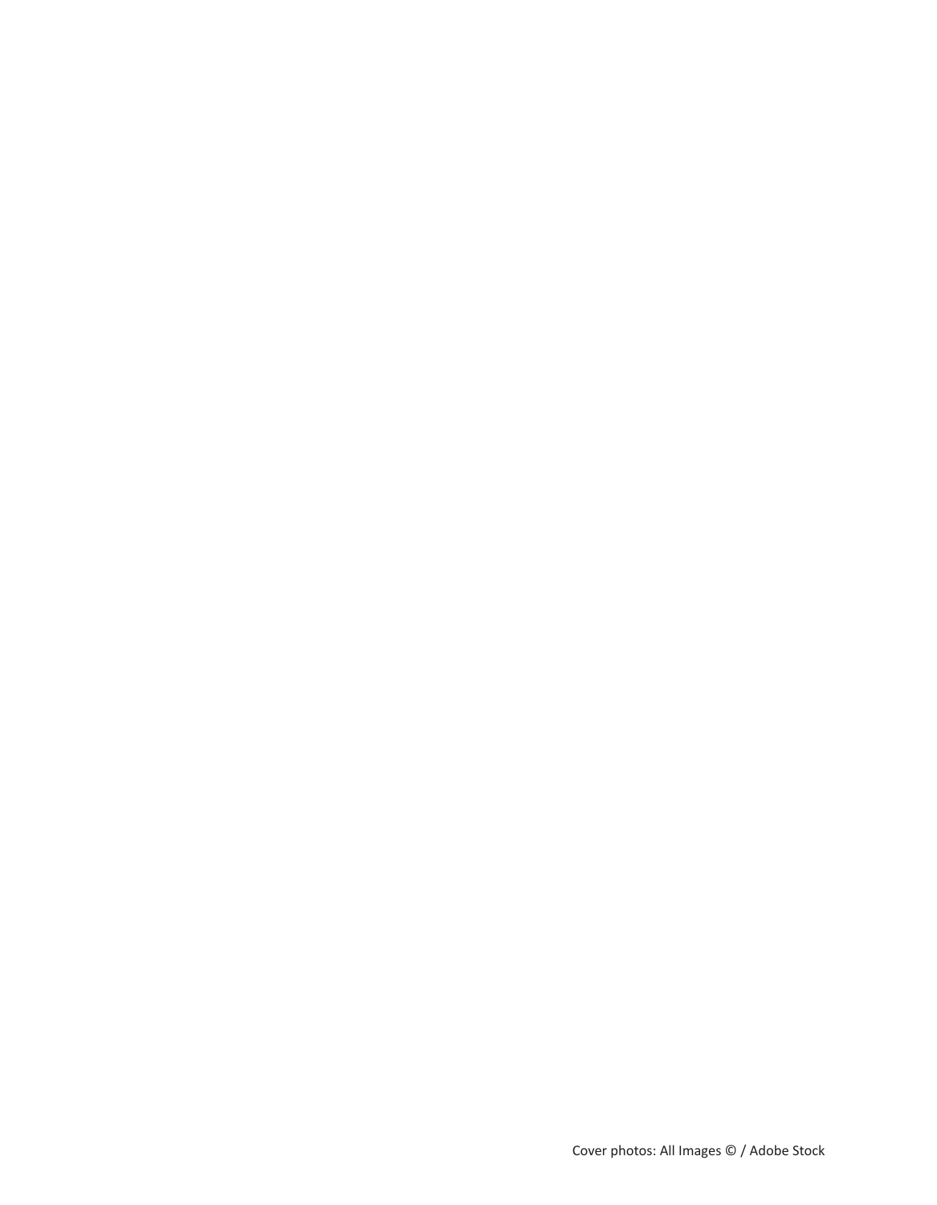Cover photos: All Images © / Adobe Stock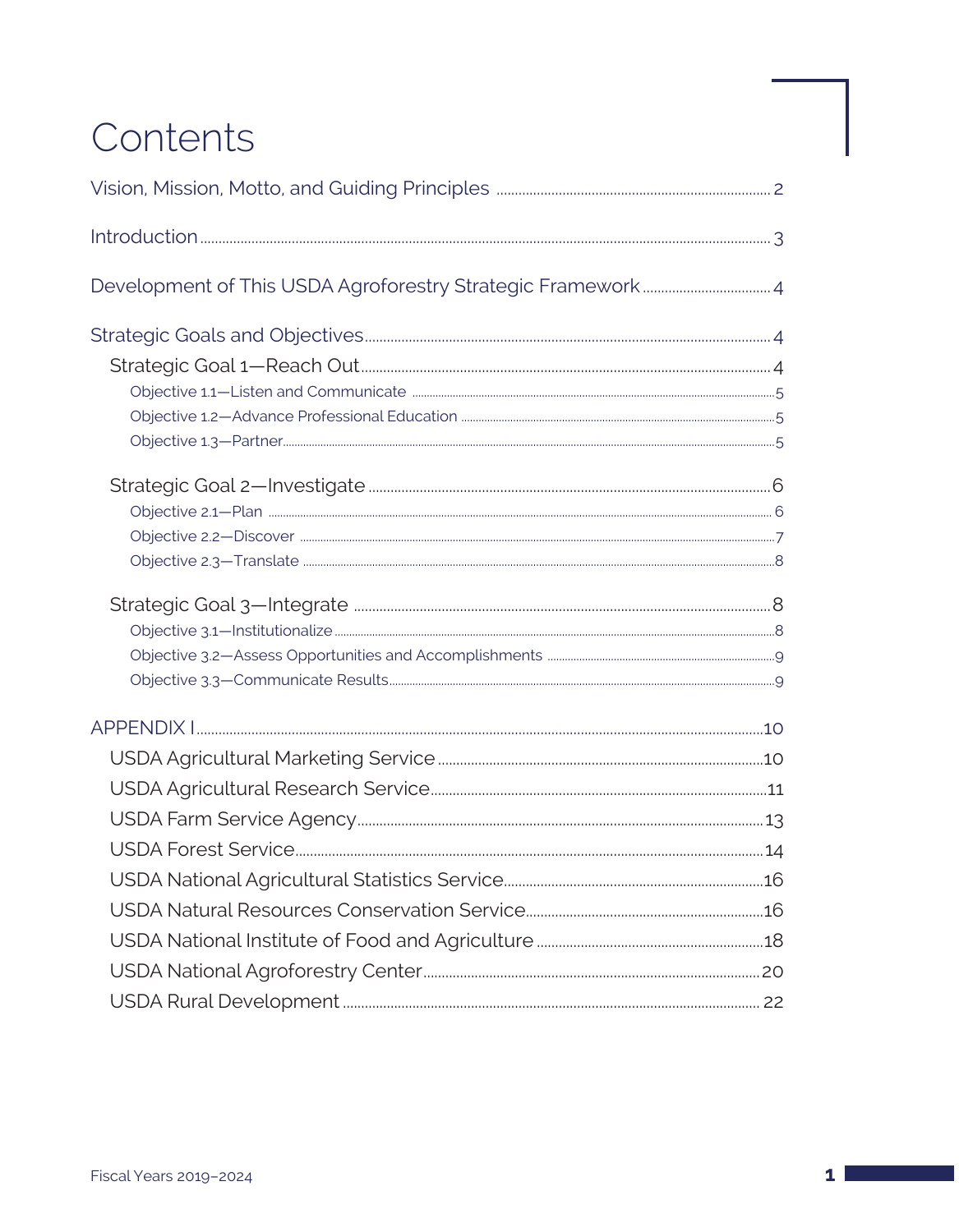# Contents

Vision, Mission, Motto, and Guiding Principles ........ 2

Introduction ........ 3

Development of This USDA Agroforestry Strategic Framework ........ 4

Strategic Goals and Objectives ........ 4

- Strategic Goal 1—Reach Out ........ 4
  - Objective 1.1—Listen and Communicate ........ 5
  - Objective 1.2—Advance Professional Education ........ 5
  - Objective 1.3—Partner ........ 5
- Strategic Goal 2—Investigate ........ 6
  - Objective 2.1—Plan ........ 6
  - Objective 2.2—Discover ........ 7
  - Objective 2.3—Translate ........ 8
- Strategic Goal 3—Integrate ........ 8
  - Objective 3.1—Institutionalize ........ 8
  - Objective 3.2—Assess Opportunities and Accomplishments ........ 9
  - Objective 3.3—Communicate Results ........ 9

APPENDIX I ........ 10

- USDA Agricultural Marketing Service ........ 10
- USDA Agricultural Research Service ........ 11
- USDA Farm Service Agency ........ 13
- USDA Forest Service ........ 14
- USDA National Agricultural Statistics Service ........ 16
- USDA Natural Resources Conservation Service ........ 16
- USDA National Institute of Food and Agriculture ........ 18
- USDA National Agroforestry Center ........ 20
- USDA Rural Development ........ 22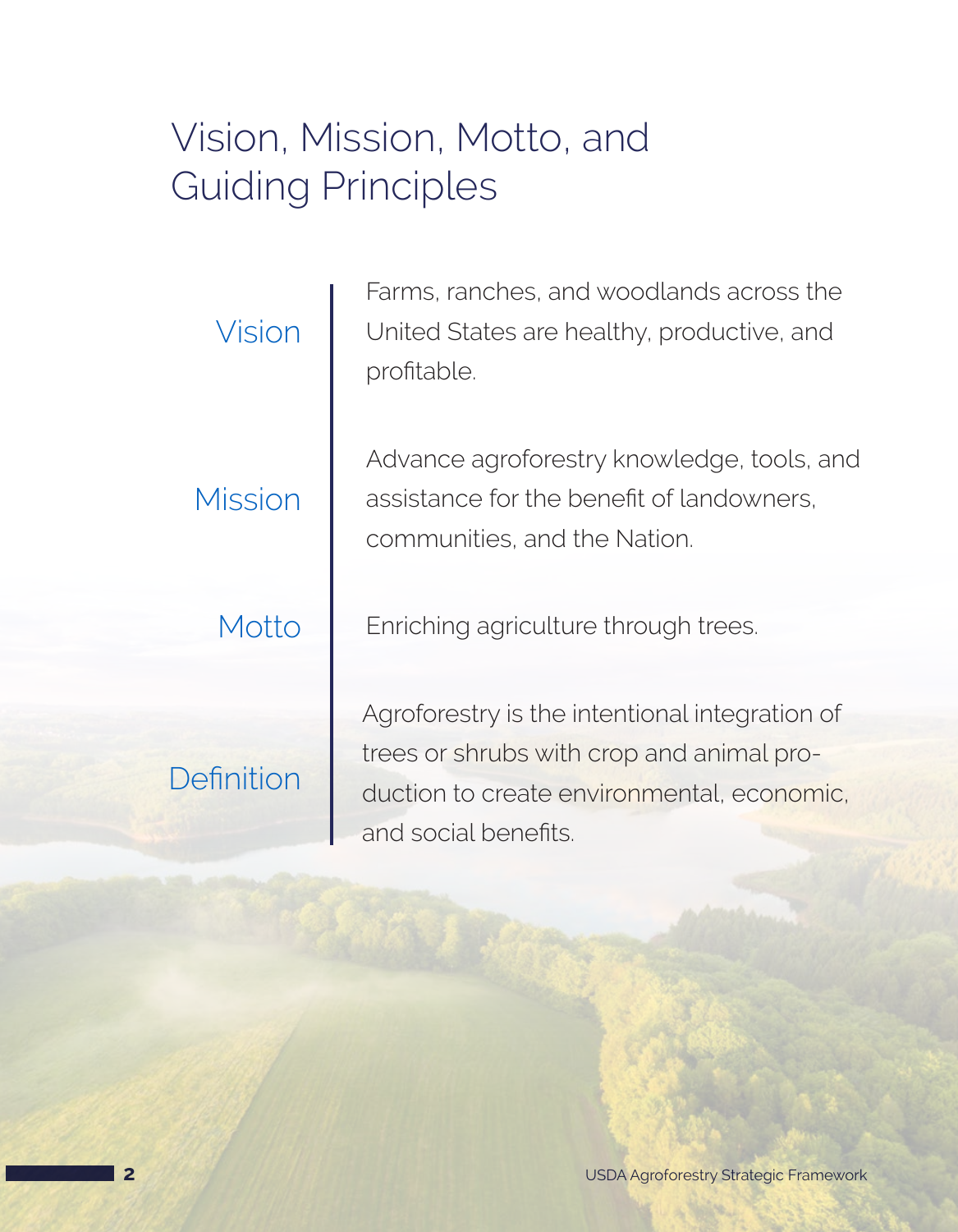# Vision, Mission, Motto, and Guiding Principles

**Vision**

Farms, ranches, and woodlands across the United States are healthy, productive, and profitable.

**Mission**

Advance agroforestry knowledge, tools, and assistance for the benefit of landowners, communities, and the Nation.

**Motto**

Enriching agriculture through trees.

**Definition**

Agroforestry is the intentional integration of trees or shrubs with crop and animal production to create environmental, economic, and social benefits.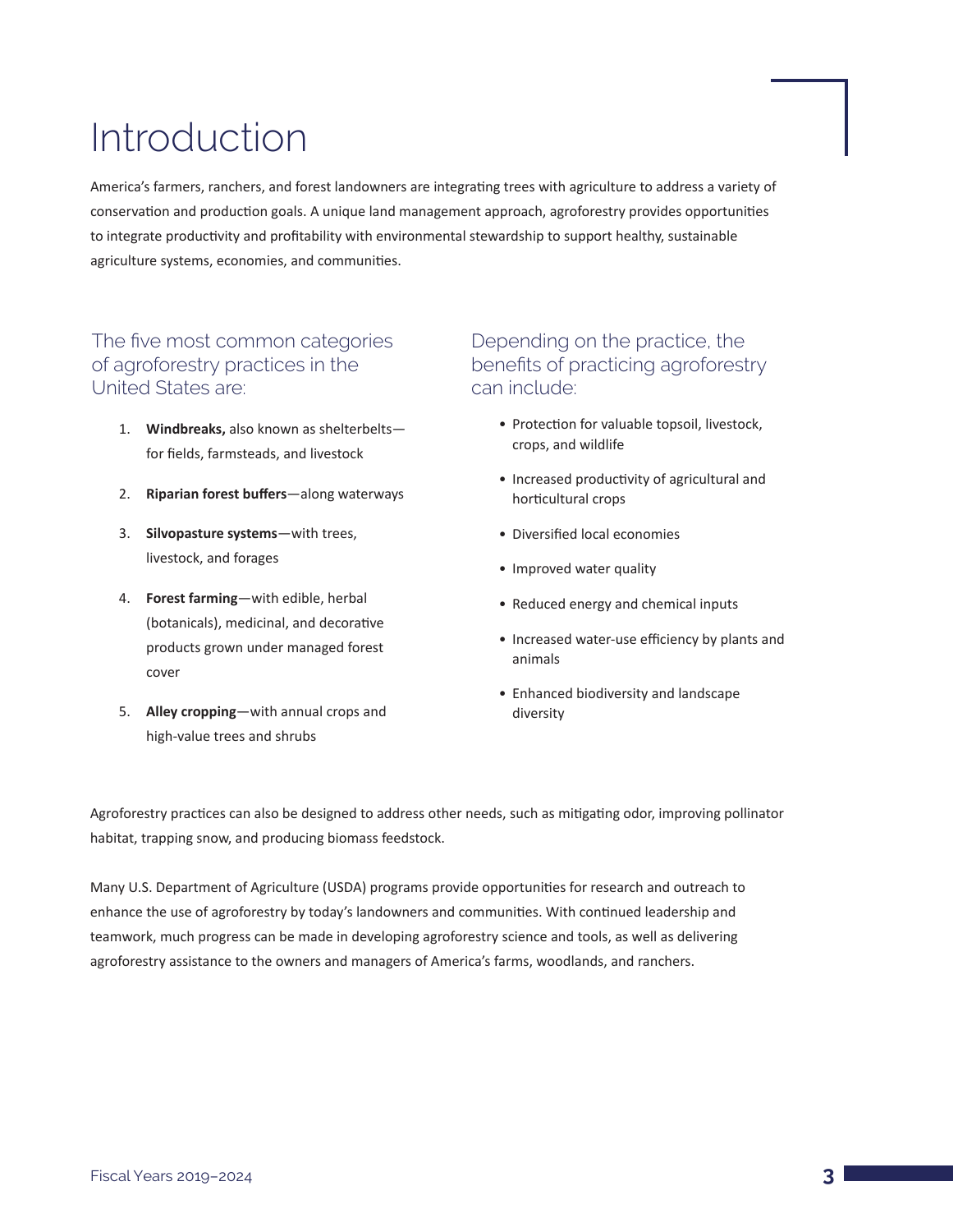# Introduction

America's farmers, ranchers, and forest landowners are integrating trees with agriculture to address a variety of conservation and production goals. A unique land management approach, agroforestry provides opportunities to integrate productivity and profitability with environmental stewardship to support healthy, sustainable agriculture systems, economies, and communities.

## The five most common categories of agroforestry practices in the United States are:

1. **Windbreaks,** also known as shelterbelts—for fields, farmsteads, and livestock
2. **Riparian forest buffers**—along waterways
3. **Silvopasture systems**—with trees, livestock, and forages
4. **Forest farming**—with edible, herbal (botanicals), medicinal, and decorative products grown under managed forest cover
5. **Alley cropping**—with annual crops and high-value trees and shrubs

## Depending on the practice, the benefits of practicing agroforestry can include:

- Protection for valuable topsoil, livestock, crops, and wildlife
- Increased productivity of agricultural and horticultural crops
- Diversified local economies
- Improved water quality
- Reduced energy and chemical inputs
- Increased water-use efficiency by plants and animals
- Enhanced biodiversity and landscape diversity

Agroforestry practices can also be designed to address other needs, such as mitigating odor, improving pollinator habitat, trapping snow, and producing biomass feedstock.

Many U.S. Department of Agriculture (USDA) programs provide opportunities for research and outreach to enhance the use of agroforestry by today's landowners and communities. With continued leadership and teamwork, much progress can be made in developing agroforestry science and tools, as well as delivering agroforestry assistance to the owners and managers of America's farms, woodlands, and ranchers.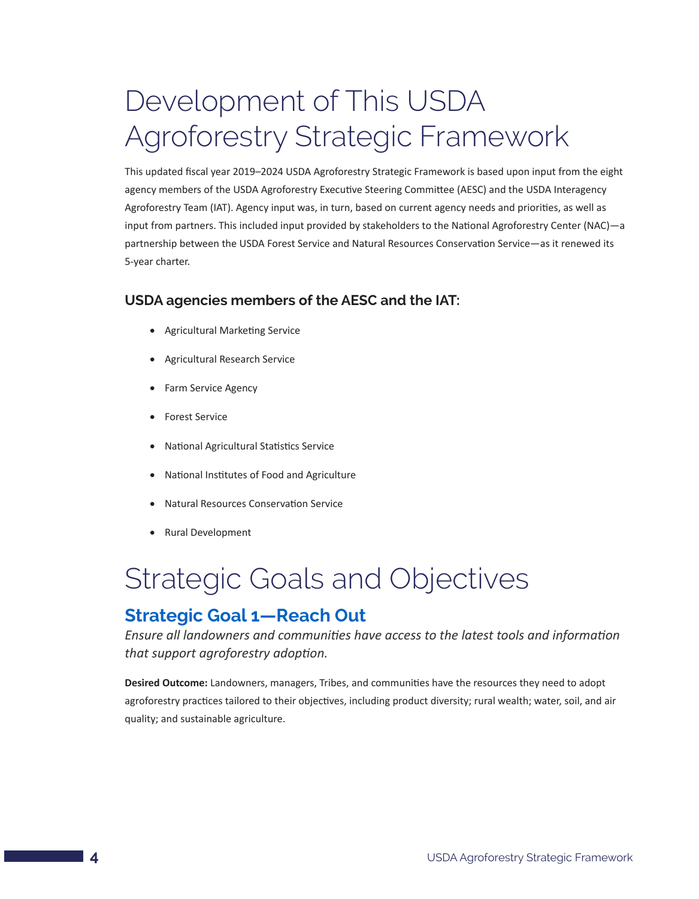# Development of This USDA Agroforestry Strategic Framework

This updated fiscal year 2019–2024 USDA Agroforestry Strategic Framework is based upon input from the eight agency members of the USDA Agroforestry Executive Steering Committee (AESC) and the USDA Interagency Agroforestry Team (IAT). Agency input was, in turn, based on current agency needs and priorities, as well as input from partners. This included input provided by stakeholders to the National Agroforestry Center (NAC)—a partnership between the USDA Forest Service and Natural Resources Conservation Service—as it renewed its 5-year charter.

### USDA agencies members of the AESC and the IAT:

- Agricultural Marketing Service
- Agricultural Research Service
- Farm Service Agency
- Forest Service
- National Agricultural Statistics Service
- National Institutes of Food and Agriculture
- Natural Resources Conservation Service
- Rural Development

# Strategic Goals and Objectives

## Strategic Goal 1—Reach Out

*Ensure all landowners and communities have access to the latest tools and information that support agroforestry adoption.*

**Desired Outcome:** Landowners, managers, Tribes, and communities have the resources they need to adopt agroforestry practices tailored to their objectives, including product diversity; rural wealth; water, soil, and air quality; and sustainable agriculture.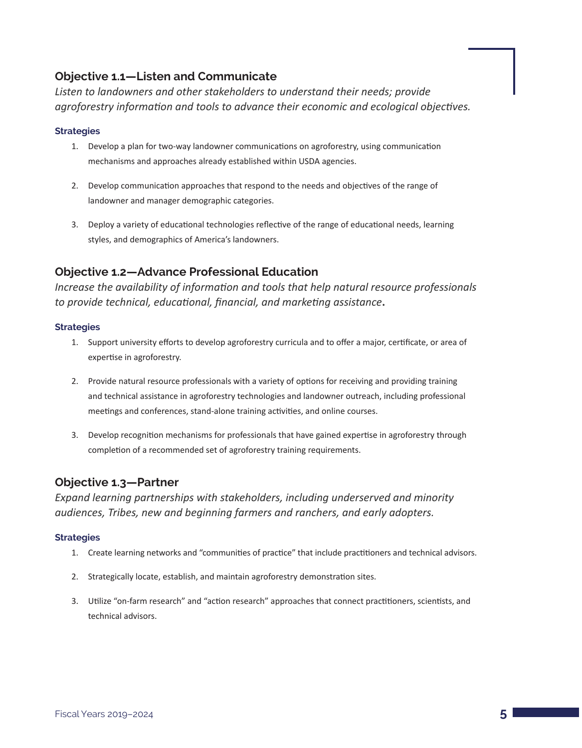### Objective 1.1—Listen and Communicate

*Listen to landowners and other stakeholders to understand their needs; provide agroforestry information and tools to advance their economic and ecological objectives.*

#### Strategies

1. Develop a plan for two-way landowner communications on agroforestry, using communication mechanisms and approaches already established within USDA agencies.
2. Develop communication approaches that respond to the needs and objectives of the range of landowner and manager demographic categories.
3. Deploy a variety of educational technologies reflective of the range of educational needs, learning styles, and demographics of America's landowners.

### Objective 1.2—Advance Professional Education

*Increase the availability of information and tools that help natural resource professionals to provide technical, educational, financial, and marketing assistance***.**

#### Strategies

1. Support university efforts to develop agroforestry curricula and to offer a major, certificate, or area of expertise in agroforestry.
2. Provide natural resource professionals with a variety of options for receiving and providing training and technical assistance in agroforestry technologies and landowner outreach, including professional meetings and conferences, stand-alone training activities, and online courses.
3. Develop recognition mechanisms for professionals that have gained expertise in agroforestry through completion of a recommended set of agroforestry training requirements.

### Objective 1.3—Partner

*Expand learning partnerships with stakeholders, including underserved and minority audiences, Tribes, new and beginning farmers and ranchers, and early adopters.*

#### Strategies

1. Create learning networks and "communities of practice" that include practitioners and technical advisors.
2. Strategically locate, establish, and maintain agroforestry demonstration sites.
3. Utilize "on-farm research" and "action research" approaches that connect practitioners, scientists, and technical advisors.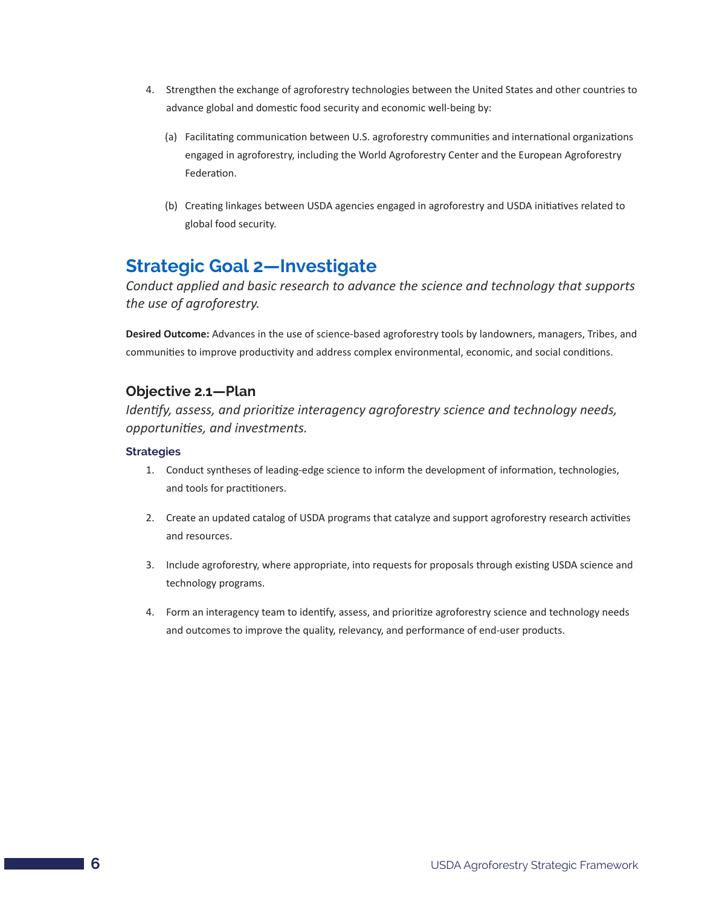4. Strengthen the exchange of agroforestry technologies between the United States and other countries to advance global and domestic food security and economic well-being by:

    (a) Facilitating communication between U.S. agroforestry communities and international organizations engaged in agroforestry, including the World Agroforestry Center and the European Agroforestry Federation.

    (b) Creating linkages between USDA agencies engaged in agroforestry and USDA initiatives related to global food security.

## Strategic Goal 2—Investigate

*Conduct applied and basic research to advance the science and technology that supports the use of agroforestry.*

**Desired Outcome:** Advances in the use of science-based agroforestry tools by landowners, managers, Tribes, and communities to improve productivity and address complex environmental, economic, and social conditions.

### Objective 2.1—Plan

*Identify, assess, and prioritize interagency agroforestry science and technology needs, opportunities, and investments.*

#### Strategies

1. Conduct syntheses of leading-edge science to inform the development of information, technologies, and tools for practitioners.

2. Create an updated catalog of USDA programs that catalyze and support agroforestry research activities and resources.

3. Include agroforestry, where appropriate, into requests for proposals through existing USDA science and technology programs.

4. Form an interagency team to identify, assess, and prioritize agroforestry science and technology needs and outcomes to improve the quality, relevancy, and performance of end-user products.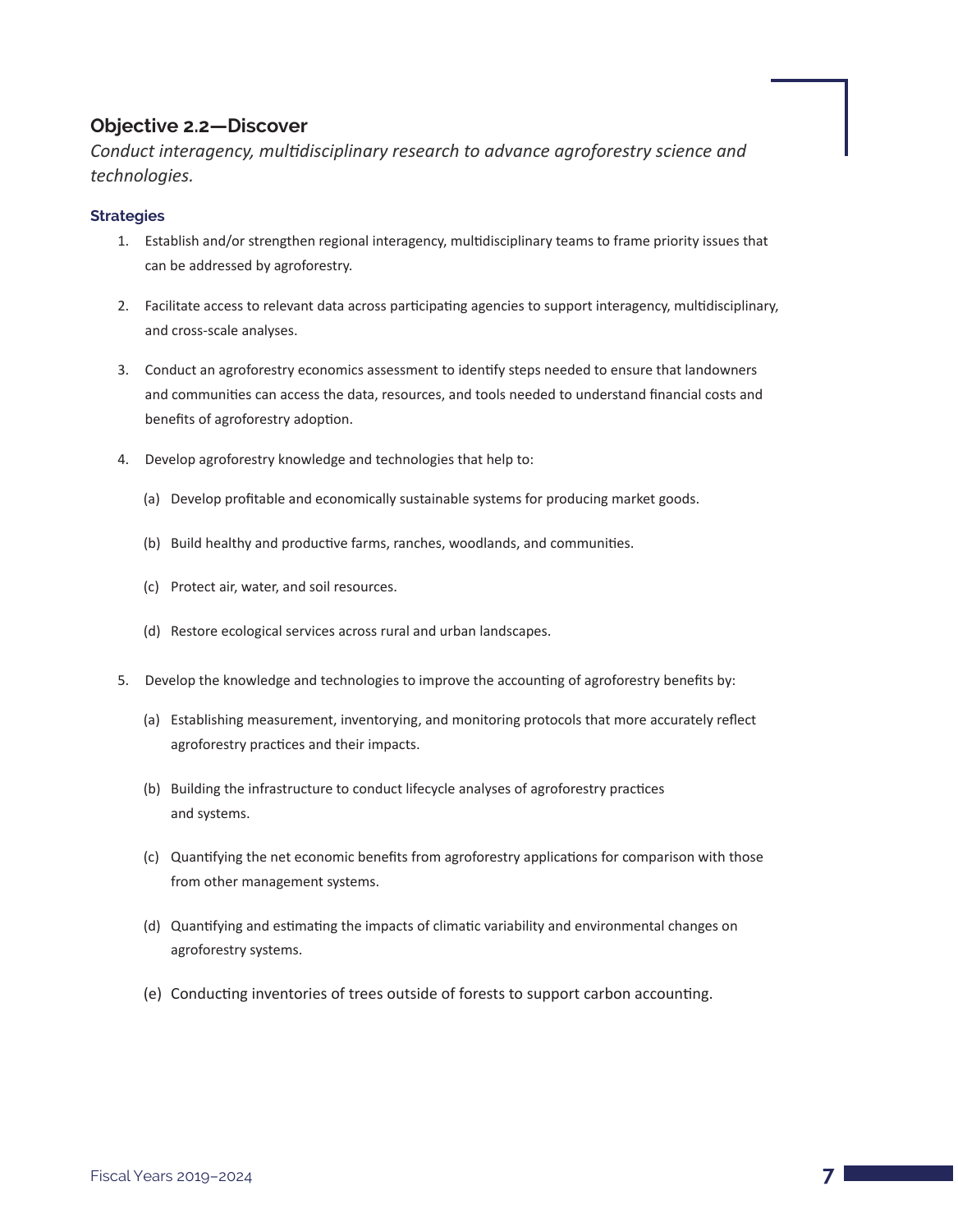## Objective 2.2—Discover

*Conduct interagency, multidisciplinary research to advance agroforestry science and technologies.*

### Strategies

1. Establish and/or strengthen regional interagency, multidisciplinary teams to frame priority issues that can be addressed by agroforestry.

2. Facilitate access to relevant data across participating agencies to support interagency, multidisciplinary, and cross-scale analyses.

3. Conduct an agroforestry economics assessment to identify steps needed to ensure that landowners and communities can access the data, resources, and tools needed to understand financial costs and benefits of agroforestry adoption.

4. Develop agroforestry knowledge and technologies that help to:

    (a) Develop profitable and economically sustainable systems for producing market goods.

    (b) Build healthy and productive farms, ranches, woodlands, and communities.

    (c) Protect air, water, and soil resources.

    (d) Restore ecological services across rural and urban landscapes.

5. Develop the knowledge and technologies to improve the accounting of agroforestry benefits by:

    (a) Establishing measurement, inventorying, and monitoring protocols that more accurately reflect agroforestry practices and their impacts.

    (b) Building the infrastructure to conduct lifecycle analyses of agroforestry practices and systems.

    (c) Quantifying the net economic benefits from agroforestry applications for comparison with those from other management systems.

    (d) Quantifying and estimating the impacts of climatic variability and environmental changes on agroforestry systems.

    (e) Conducting inventories of trees outside of forests to support carbon accounting.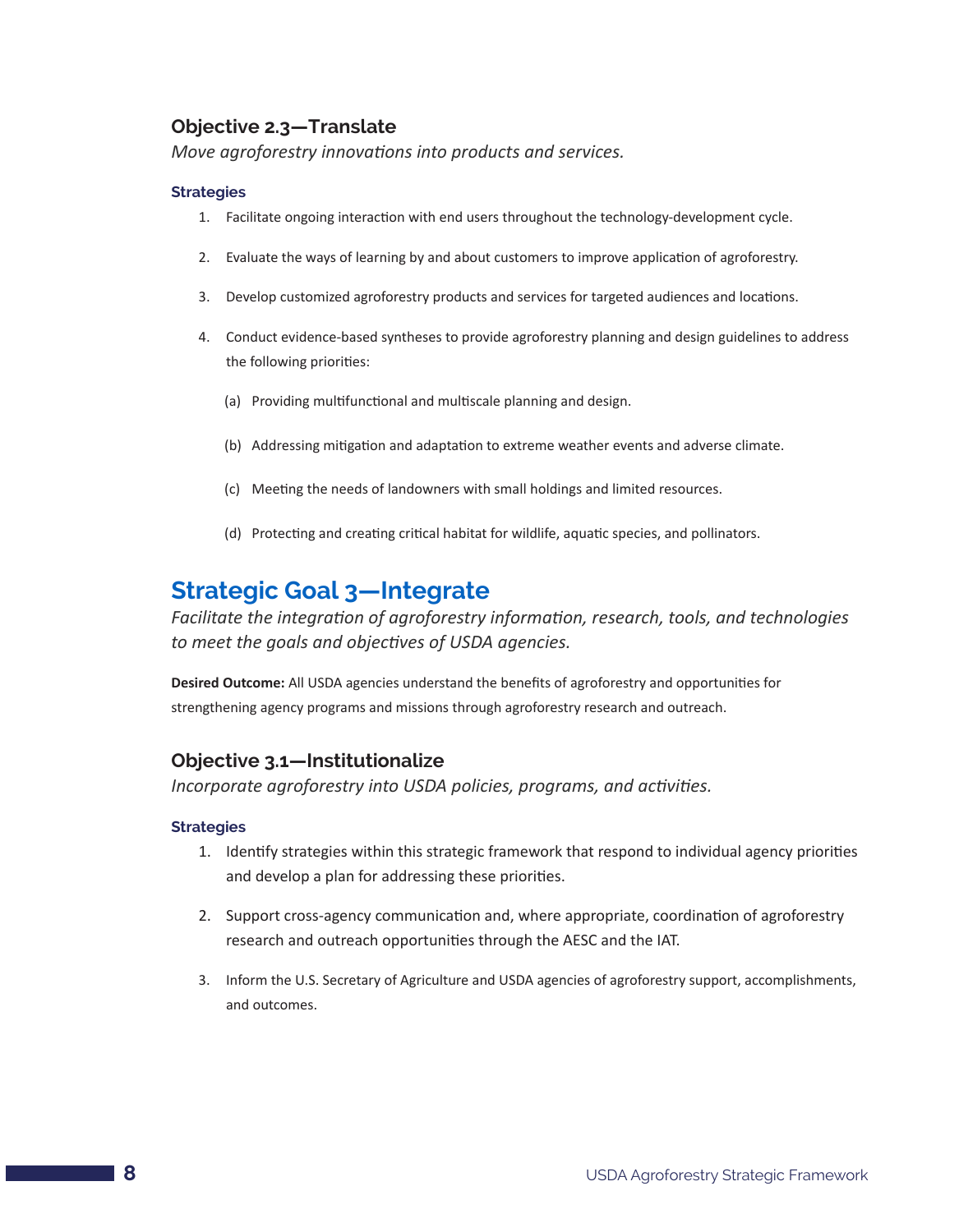### Objective 2.3—Translate

*Move agroforestry innovations into products and services.*

#### Strategies

1. Facilitate ongoing interaction with end users throughout the technology-development cycle.

2. Evaluate the ways of learning by and about customers to improve application of agroforestry.

3. Develop customized agroforestry products and services for targeted audiences and locations.

4. Conduct evidence-based syntheses to provide agroforestry planning and design guidelines to address the following priorities:

   (a) Providing multifunctional and multiscale planning and design.

   (b) Addressing mitigation and adaptation to extreme weather events and adverse climate.

   (c) Meeting the needs of landowners with small holdings and limited resources.

   (d) Protecting and creating critical habitat for wildlife, aquatic species, and pollinators.

## Strategic Goal 3—Integrate

*Facilitate the integration of agroforestry information, research, tools, and technologies to meet the goals and objectives of USDA agencies.*

**Desired Outcome:** All USDA agencies understand the benefits of agroforestry and opportunities for strengthening agency programs and missions through agroforestry research and outreach.

### Objective 3.1—Institutionalize

*Incorporate agroforestry into USDA policies, programs, and activities.*

#### Strategies

1. Identify strategies within this strategic framework that respond to individual agency priorities and develop a plan for addressing these priorities.

2. Support cross-agency communication and, where appropriate, coordination of agroforestry research and outreach opportunities through the AESC and the IAT.

3. Inform the U.S. Secretary of Agriculture and USDA agencies of agroforestry support, accomplishments, and outcomes.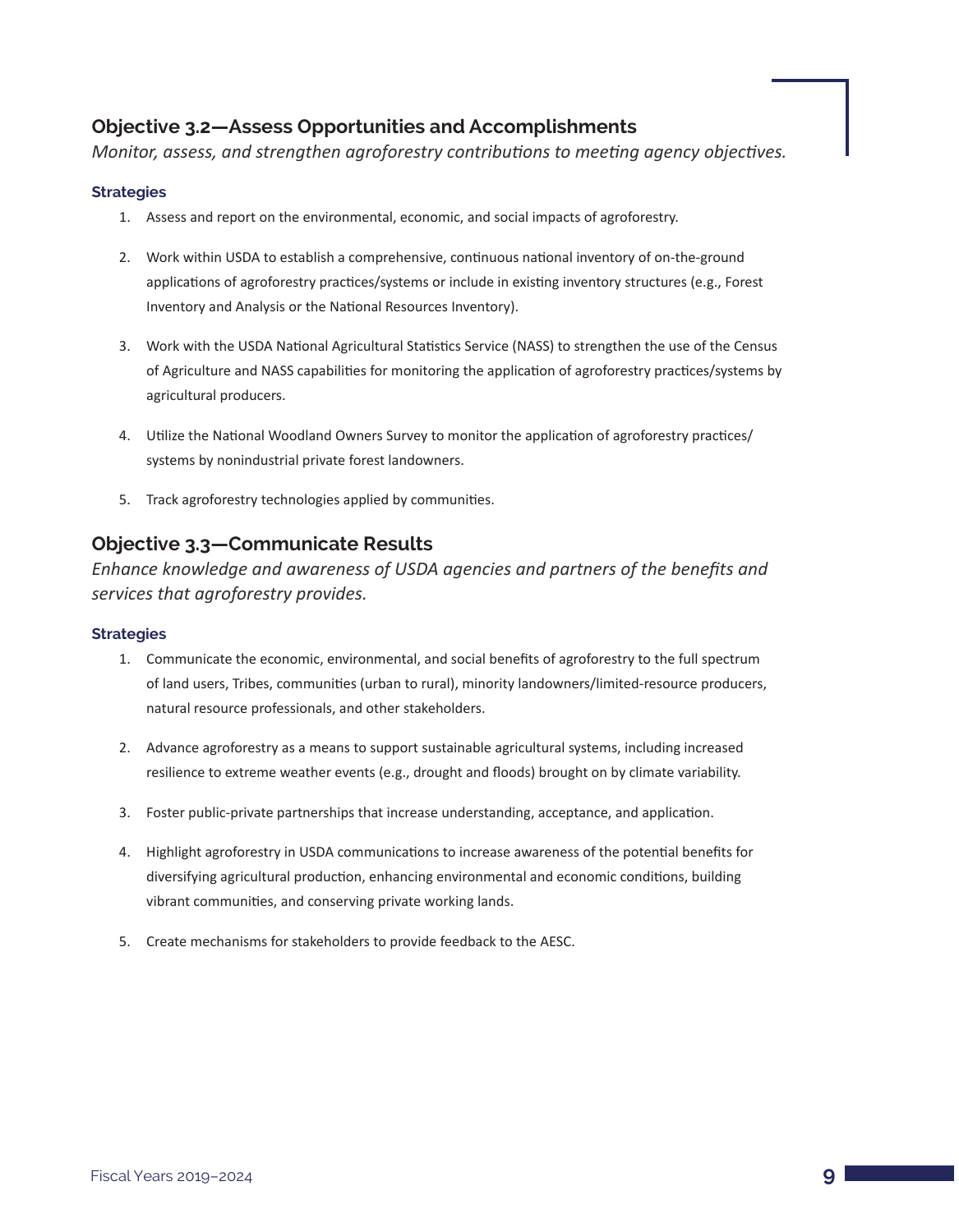## Objective 3.2—Assess Opportunities and Accomplishments

*Monitor, assess, and strengthen agroforestry contributions to meeting agency objectives.*

### Strategies

1. Assess and report on the environmental, economic, and social impacts of agroforestry.
2. Work within USDA to establish a comprehensive, continuous national inventory of on-the-ground applications of agroforestry practices/systems or include in existing inventory structures (e.g., Forest Inventory and Analysis or the National Resources Inventory).
3. Work with the USDA National Agricultural Statistics Service (NASS) to strengthen the use of the Census of Agriculture and NASS capabilities for monitoring the application of agroforestry practices/systems by agricultural producers.
4. Utilize the National Woodland Owners Survey to monitor the application of agroforestry practices/systems by nonindustrial private forest landowners.
5. Track agroforestry technologies applied by communities.

## Objective 3.3—Communicate Results

*Enhance knowledge and awareness of USDA agencies and partners of the benefits and services that agroforestry provides.*

### Strategies

1. Communicate the economic, environmental, and social benefits of agroforestry to the full spectrum of land users, Tribes, communities (urban to rural), minority landowners/limited-resource producers, natural resource professionals, and other stakeholders.
2. Advance agroforestry as a means to support sustainable agricultural systems, including increased resilience to extreme weather events (e.g., drought and floods) brought on by climate variability.
3. Foster public-private partnerships that increase understanding, acceptance, and application.
4. Highlight agroforestry in USDA communications to increase awareness of the potential benefits for diversifying agricultural production, enhancing environmental and economic conditions, building vibrant communities, and conserving private working lands.
5. Create mechanisms for stakeholders to provide feedback to the AESC.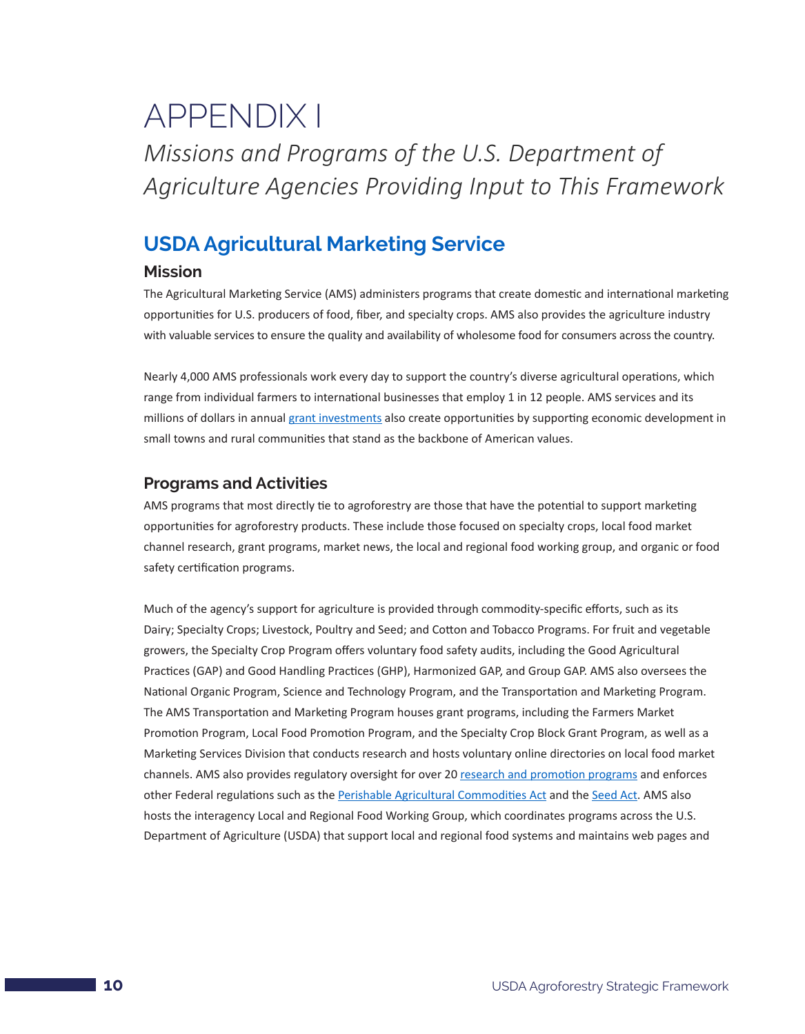# APPENDIX I

*Missions and Programs of the U.S. Department of Agriculture Agencies Providing Input to This Framework*

## USDA Agricultural Marketing Service

### Mission

The Agricultural Marketing Service (AMS) administers programs that create domestic and international marketing opportunities for U.S. producers of food, fiber, and specialty crops. AMS also provides the agriculture industry with valuable services to ensure the quality and availability of wholesome food for consumers across the country.

Nearly 4,000 AMS professionals work every day to support the country's diverse agricultural operations, which range from individual farmers to international businesses that employ 1 in 12 people. AMS services and its millions of dollars in annual grant investments also create opportunities by supporting economic development in small towns and rural communities that stand as the backbone of American values.

### Programs and Activities

AMS programs that most directly tie to agroforestry are those that have the potential to support marketing opportunities for agroforestry products. These include those focused on specialty crops, local food market channel research, grant programs, market news, the local and regional food working group, and organic or food safety certification programs.

Much of the agency's support for agriculture is provided through commodity-specific efforts, such as its Dairy; Specialty Crops; Livestock, Poultry and Seed; and Cotton and Tobacco Programs. For fruit and vegetable growers, the Specialty Crop Program offers voluntary food safety audits, including the Good Agricultural Practices (GAP) and Good Handling Practices (GHP), Harmonized GAP, and Group GAP. AMS also oversees the National Organic Program, Science and Technology Program, and the Transportation and Marketing Program. The AMS Transportation and Marketing Program houses grant programs, including the Farmers Market Promotion Program, Local Food Promotion Program, and the Specialty Crop Block Grant Program, as well as a Marketing Services Division that conducts research and hosts voluntary online directories on local food market channels. AMS also provides regulatory oversight for over 20 research and promotion programs and enforces other Federal regulations such as the Perishable Agricultural Commodities Act and the Seed Act. AMS also hosts the interagency Local and Regional Food Working Group, which coordinates programs across the U.S. Department of Agriculture (USDA) that support local and regional food systems and maintains web pages and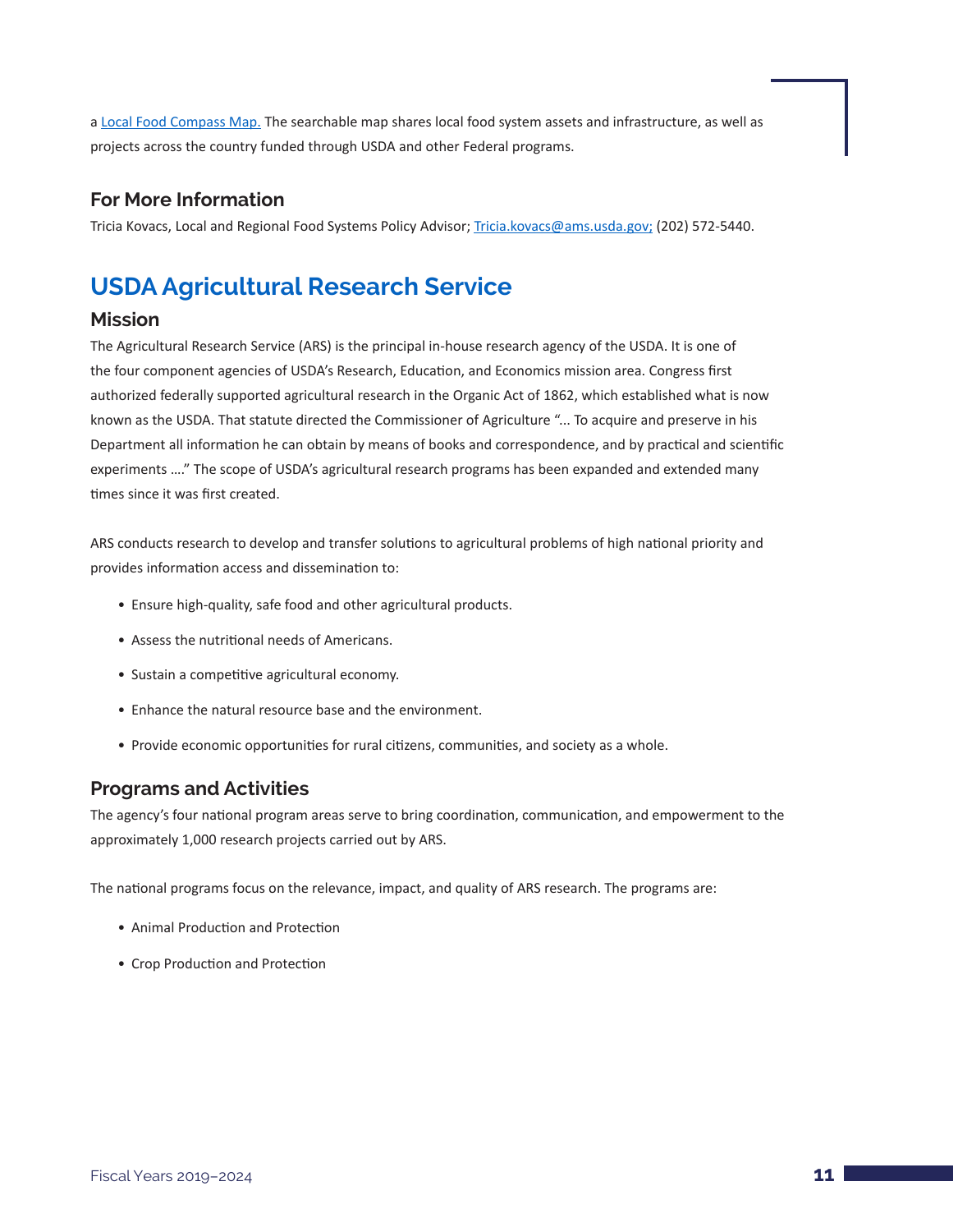a [Local Food Compass Map.](#) The searchable map shares local food system assets and infrastructure, as well as projects across the country funded through USDA and other Federal programs.

### For More Information

Tricia Kovacs, Local and Regional Food Systems Policy Advisor; Tricia.kovacs@ams.usda.gov; (202) 572-5440.

## USDA Agricultural Research Service

### Mission

The Agricultural Research Service (ARS) is the principal in-house research agency of the USDA. It is one of the four component agencies of USDA's Research, Education, and Economics mission area. Congress first authorized federally supported agricultural research in the Organic Act of 1862, which established what is now known as the USDA. That statute directed the Commissioner of Agriculture "... To acquire and preserve in his Department all information he can obtain by means of books and correspondence, and by practical and scientific experiments …." The scope of USDA's agricultural research programs has been expanded and extended many times since it was first created.

ARS conducts research to develop and transfer solutions to agricultural problems of high national priority and provides information access and dissemination to:

- Ensure high-quality, safe food and other agricultural products.
- Assess the nutritional needs of Americans.
- Sustain a competitive agricultural economy.
- Enhance the natural resource base and the environment.
- Provide economic opportunities for rural citizens, communities, and society as a whole.

### Programs and Activities

The agency's four national program areas serve to bring coordination, communication, and empowerment to the approximately 1,000 research projects carried out by ARS.

The national programs focus on the relevance, impact, and quality of ARS research. The programs are:

- Animal Production and Protection
- Crop Production and Protection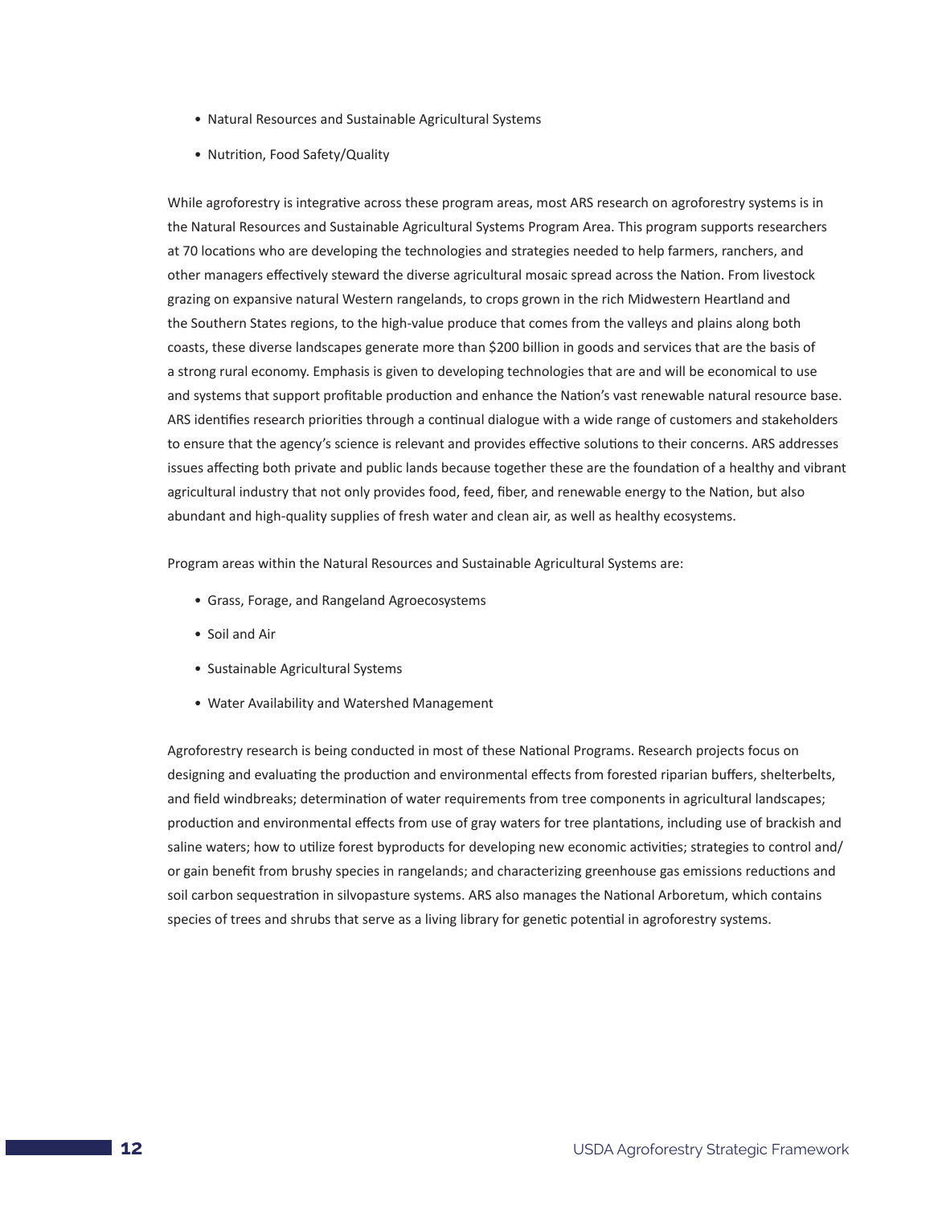- Natural Resources and Sustainable Agricultural Systems
- Nutrition, Food Safety/Quality

While agroforestry is integrative across these program areas, most ARS research on agroforestry systems is in the Natural Resources and Sustainable Agricultural Systems Program Area. This program supports researchers at 70 locations who are developing the technologies and strategies needed to help farmers, ranchers, and other managers effectively steward the diverse agricultural mosaic spread across the Nation. From livestock grazing on expansive natural Western rangelands, to crops grown in the rich Midwestern Heartland and the Southern States regions, to the high-value produce that comes from the valleys and plains along both coasts, these diverse landscapes generate more than $200 billion in goods and services that are the basis of a strong rural economy. Emphasis is given to developing technologies that are and will be economical to use and systems that support profitable production and enhance the Nation's vast renewable natural resource base. ARS identifies research priorities through a continual dialogue with a wide range of customers and stakeholders to ensure that the agency's science is relevant and provides effective solutions to their concerns. ARS addresses issues affecting both private and public lands because together these are the foundation of a healthy and vibrant agricultural industry that not only provides food, feed, fiber, and renewable energy to the Nation, but also abundant and high-quality supplies of fresh water and clean air, as well as healthy ecosystems.

Program areas within the Natural Resources and Sustainable Agricultural Systems are:

- Grass, Forage, and Rangeland Agroecosystems
- Soil and Air
- Sustainable Agricultural Systems
- Water Availability and Watershed Management

Agroforestry research is being conducted in most of these National Programs. Research projects focus on designing and evaluating the production and environmental effects from forested riparian buffers, shelterbelts, and field windbreaks; determination of water requirements from tree components in agricultural landscapes; production and environmental effects from use of gray waters for tree plantations, including use of brackish and saline waters; how to utilize forest byproducts for developing new economic activities; strategies to control and/or gain benefit from brushy species in rangelands; and characterizing greenhouse gas emissions reductions and soil carbon sequestration in silvopasture systems. ARS also manages the National Arboretum, which contains species of trees and shrubs that serve as a living library for genetic potential in agroforestry systems.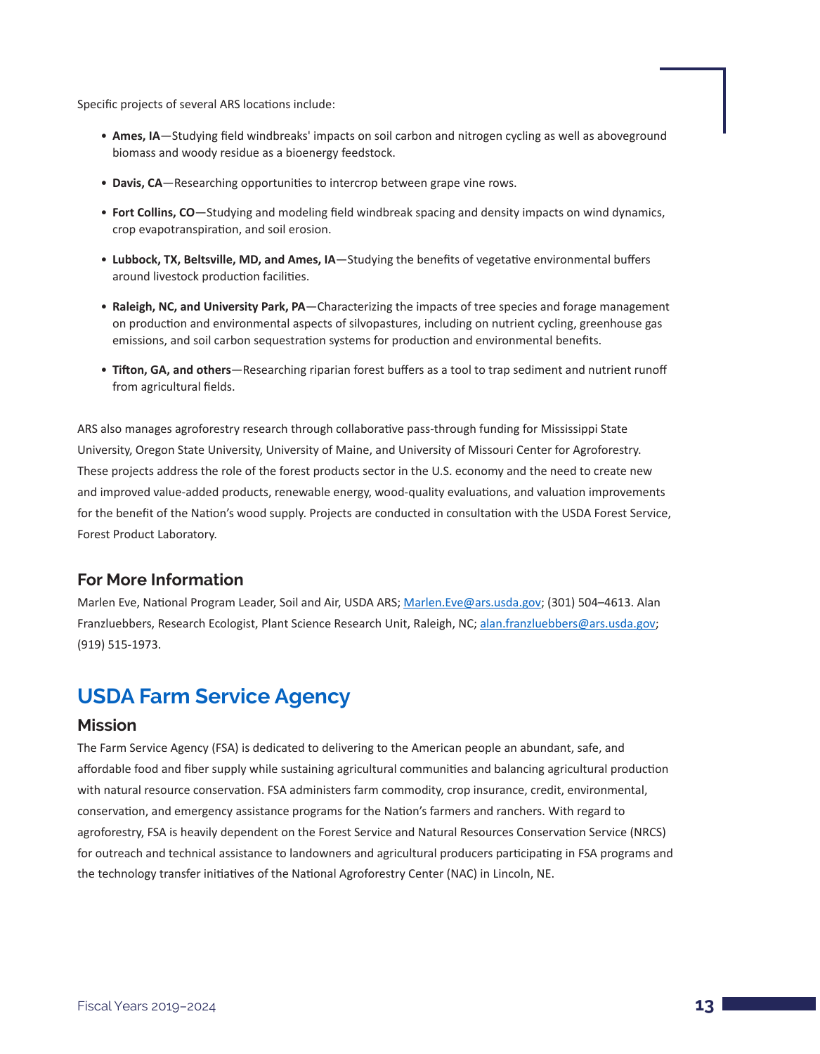Specific projects of several ARS locations include:

- **Ames, IA**—Studying field windbreaks' impacts on soil carbon and nitrogen cycling as well as aboveground biomass and woody residue as a bioenergy feedstock.
- **Davis, CA**—Researching opportunities to intercrop between grape vine rows.
- **Fort Collins, CO**—Studying and modeling field windbreak spacing and density impacts on wind dynamics, crop evapotranspiration, and soil erosion.
- **Lubbock, TX, Beltsville, MD, and Ames, IA**—Studying the benefits of vegetative environmental buffers around livestock production facilities.
- **Raleigh, NC, and University Park, PA**—Characterizing the impacts of tree species and forage management on production and environmental aspects of silvopastures, including on nutrient cycling, greenhouse gas emissions, and soil carbon sequestration systems for production and environmental benefits.
- **Tifton, GA, and others**—Researching riparian forest buffers as a tool to trap sediment and nutrient runoff from agricultural fields.

ARS also manages agroforestry research through collaborative pass-through funding for Mississippi State University, Oregon State University, University of Maine, and University of Missouri Center for Agroforestry. These projects address the role of the forest products sector in the U.S. economy and the need to create new and improved value-added products, renewable energy, wood-quality evaluations, and valuation improvements for the benefit of the Nation's wood supply. Projects are conducted in consultation with the USDA Forest Service, Forest Product Laboratory.

### For More Information

Marlen Eve, National Program Leader, Soil and Air, USDA ARS; Marlen.Eve@ars.usda.gov; (301) 504–4613. Alan Franzluebbers, Research Ecologist, Plant Science Research Unit, Raleigh, NC; alan.franzluebbers@ars.usda.gov; (919) 515-1973.

## USDA Farm Service Agency

### Mission

The Farm Service Agency (FSA) is dedicated to delivering to the American people an abundant, safe, and affordable food and fiber supply while sustaining agricultural communities and balancing agricultural production with natural resource conservation. FSA administers farm commodity, crop insurance, credit, environmental, conservation, and emergency assistance programs for the Nation's farmers and ranchers. With regard to agroforestry, FSA is heavily dependent on the Forest Service and Natural Resources Conservation Service (NRCS) for outreach and technical assistance to landowners and agricultural producers participating in FSA programs and the technology transfer initiatives of the National Agroforestry Center (NAC) in Lincoln, NE.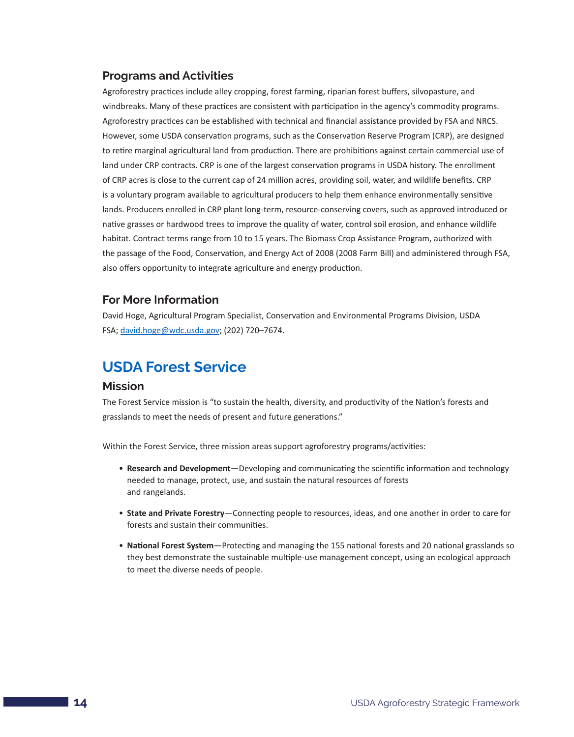### Programs and Activities

Agroforestry practices include alley cropping, forest farming, riparian forest buffers, silvopasture, and windbreaks. Many of these practices are consistent with participation in the agency's commodity programs. Agroforestry practices can be established with technical and financial assistance provided by FSA and NRCS. However, some USDA conservation programs, such as the Conservation Reserve Program (CRP), are designed to retire marginal agricultural land from production. There are prohibitions against certain commercial use of land under CRP contracts. CRP is one of the largest conservation programs in USDA history. The enrollment of CRP acres is close to the current cap of 24 million acres, providing soil, water, and wildlife benefits. CRP is a voluntary program available to agricultural producers to help them enhance environmentally sensitive lands. Producers enrolled in CRP plant long-term, resource-conserving covers, such as approved introduced or native grasses or hardwood trees to improve the quality of water, control soil erosion, and enhance wildlife habitat. Contract terms range from 10 to 15 years. The Biomass Crop Assistance Program, authorized with the passage of the Food, Conservation, and Energy Act of 2008 (2008 Farm Bill) and administered through FSA, also offers opportunity to integrate agriculture and energy production.

### For More Information

David Hoge, Agricultural Program Specialist, Conservation and Environmental Programs Division, USDA FSA; david.hoge@wdc.usda.gov; (202) 720–7674.

## USDA Forest Service

### Mission

The Forest Service mission is "to sustain the health, diversity, and productivity of the Nation's forests and grasslands to meet the needs of present and future generations."

Within the Forest Service, three mission areas support agroforestry programs/activities:

- **Research and Development**—Developing and communicating the scientific information and technology needed to manage, protect, use, and sustain the natural resources of forests and rangelands.
- **State and Private Forestry**—Connecting people to resources, ideas, and one another in order to care for forests and sustain their communities.
- **National Forest System**—Protecting and managing the 155 national forests and 20 national grasslands so they best demonstrate the sustainable multiple-use management concept, using an ecological approach to meet the diverse needs of people.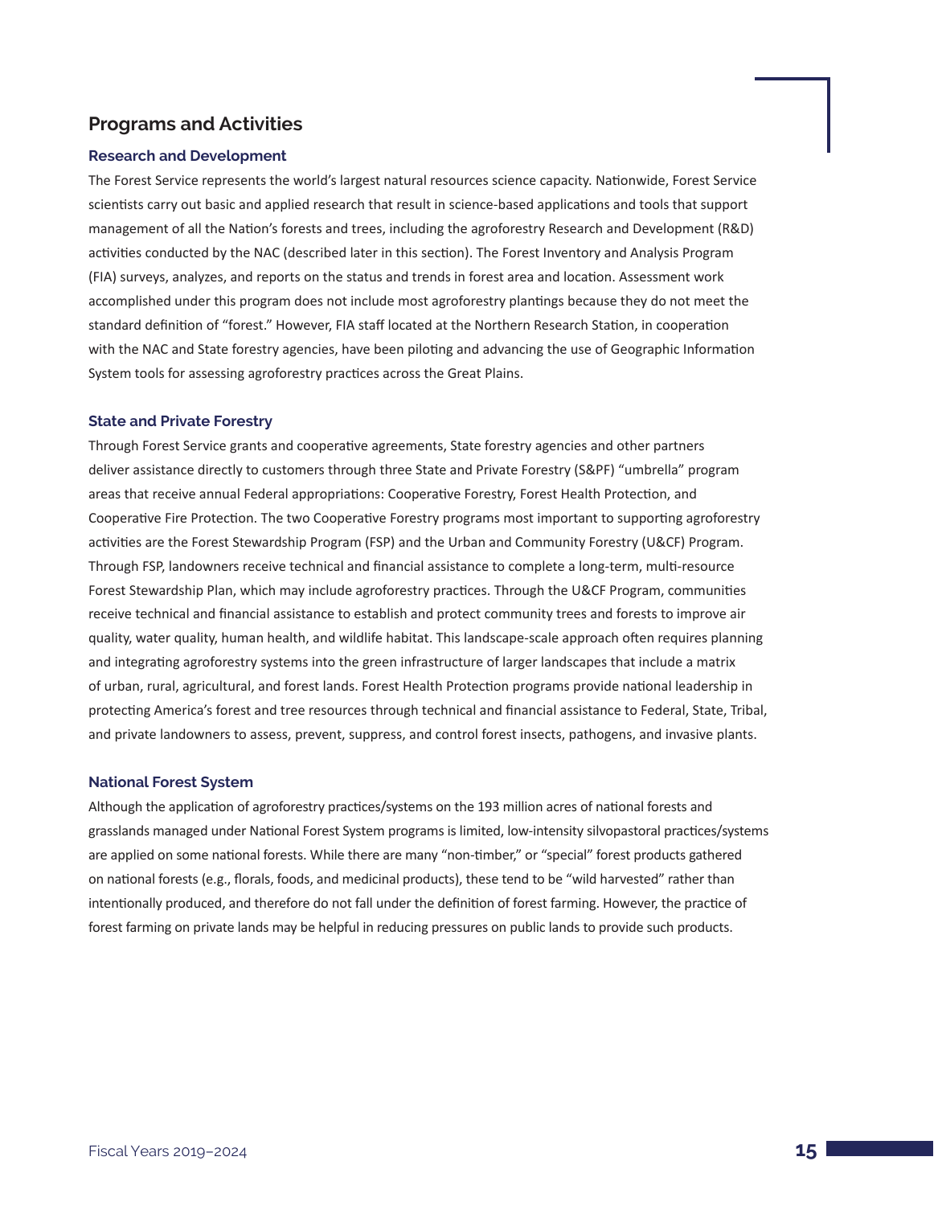## Programs and Activities

### Research and Development

The Forest Service represents the world's largest natural resources science capacity. Nationwide, Forest Service scientists carry out basic and applied research that result in science-based applications and tools that support management of all the Nation's forests and trees, including the agroforestry Research and Development (R&D) activities conducted by the NAC (described later in this section). The Forest Inventory and Analysis Program (FIA) surveys, analyzes, and reports on the status and trends in forest area and location. Assessment work accomplished under this program does not include most agroforestry plantings because they do not meet the standard definition of "forest." However, FIA staff located at the Northern Research Station, in cooperation with the NAC and State forestry agencies, have been piloting and advancing the use of Geographic Information System tools for assessing agroforestry practices across the Great Plains.

### State and Private Forestry

Through Forest Service grants and cooperative agreements, State forestry agencies and other partners deliver assistance directly to customers through three State and Private Forestry (S&PF) "umbrella" program areas that receive annual Federal appropriations: Cooperative Forestry, Forest Health Protection, and Cooperative Fire Protection. The two Cooperative Forestry programs most important to supporting agroforestry activities are the Forest Stewardship Program (FSP) and the Urban and Community Forestry (U&CF) Program. Through FSP, landowners receive technical and financial assistance to complete a long-term, multi-resource Forest Stewardship Plan, which may include agroforestry practices. Through the U&CF Program, communities receive technical and financial assistance to establish and protect community trees and forests to improve air quality, water quality, human health, and wildlife habitat. This landscape-scale approach often requires planning and integrating agroforestry systems into the green infrastructure of larger landscapes that include a matrix of urban, rural, agricultural, and forest lands. Forest Health Protection programs provide national leadership in protecting America's forest and tree resources through technical and financial assistance to Federal, State, Tribal, and private landowners to assess, prevent, suppress, and control forest insects, pathogens, and invasive plants.

### National Forest System

Although the application of agroforestry practices/systems on the 193 million acres of national forests and grasslands managed under National Forest System programs is limited, low-intensity silvopastoral practices/systems are applied on some national forests. While there are many "non-timber," or "special" forest products gathered on national forests (e.g., florals, foods, and medicinal products), these tend to be "wild harvested" rather than intentionally produced, and therefore do not fall under the definition of forest farming. However, the practice of forest farming on private lands may be helpful in reducing pressures on public lands to provide such products.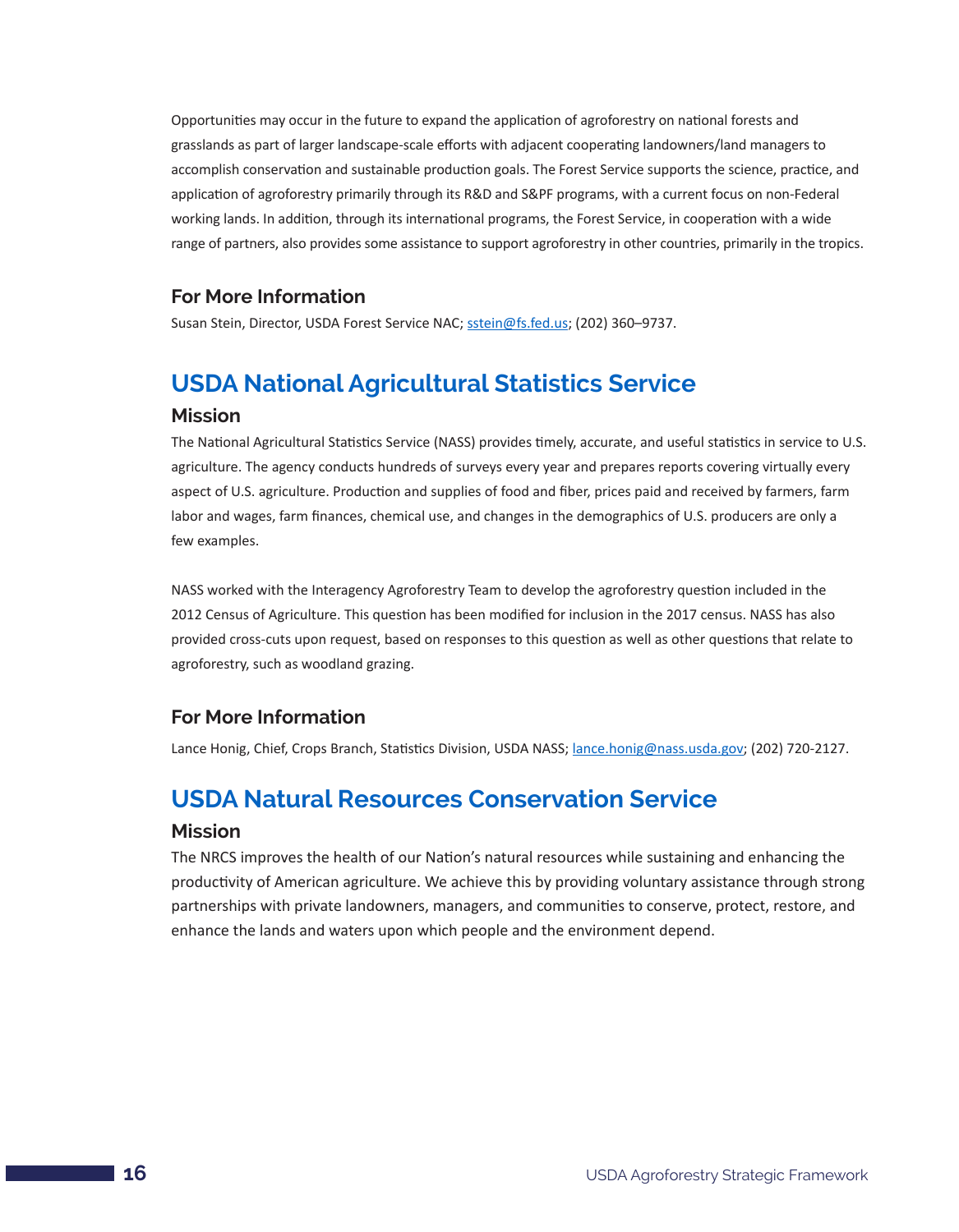Opportunities may occur in the future to expand the application of agroforestry on national forests and grasslands as part of larger landscape-scale efforts with adjacent cooperating landowners/land managers to accomplish conservation and sustainable production goals. The Forest Service supports the science, practice, and application of agroforestry primarily through its R&D and S&PF programs, with a current focus on non-Federal working lands. In addition, through its international programs, the Forest Service, in cooperation with a wide range of partners, also provides some assistance to support agroforestry in other countries, primarily in the tropics.

### For More Information

Susan Stein, Director, USDA Forest Service NAC; sstein@fs.fed.us; (202) 360–9737.

## USDA National Agricultural Statistics Service

### Mission

The National Agricultural Statistics Service (NASS) provides timely, accurate, and useful statistics in service to U.S. agriculture. The agency conducts hundreds of surveys every year and prepares reports covering virtually every aspect of U.S. agriculture. Production and supplies of food and fiber, prices paid and received by farmers, farm labor and wages, farm finances, chemical use, and changes in the demographics of U.S. producers are only a few examples.

NASS worked with the Interagency Agroforestry Team to develop the agroforestry question included in the 2012 Census of Agriculture. This question has been modified for inclusion in the 2017 census. NASS has also provided cross-cuts upon request, based on responses to this question as well as other questions that relate to agroforestry, such as woodland grazing.

### For More Information

Lance Honig, Chief, Crops Branch, Statistics Division, USDA NASS; lance.honig@nass.usda.gov; (202) 720-2127.

## USDA Natural Resources Conservation Service

### Mission

The NRCS improves the health of our Nation's natural resources while sustaining and enhancing the productivity of American agriculture. We achieve this by providing voluntary assistance through strong partnerships with private landowners, managers, and communities to conserve, protect, restore, and enhance the lands and waters upon which people and the environment depend.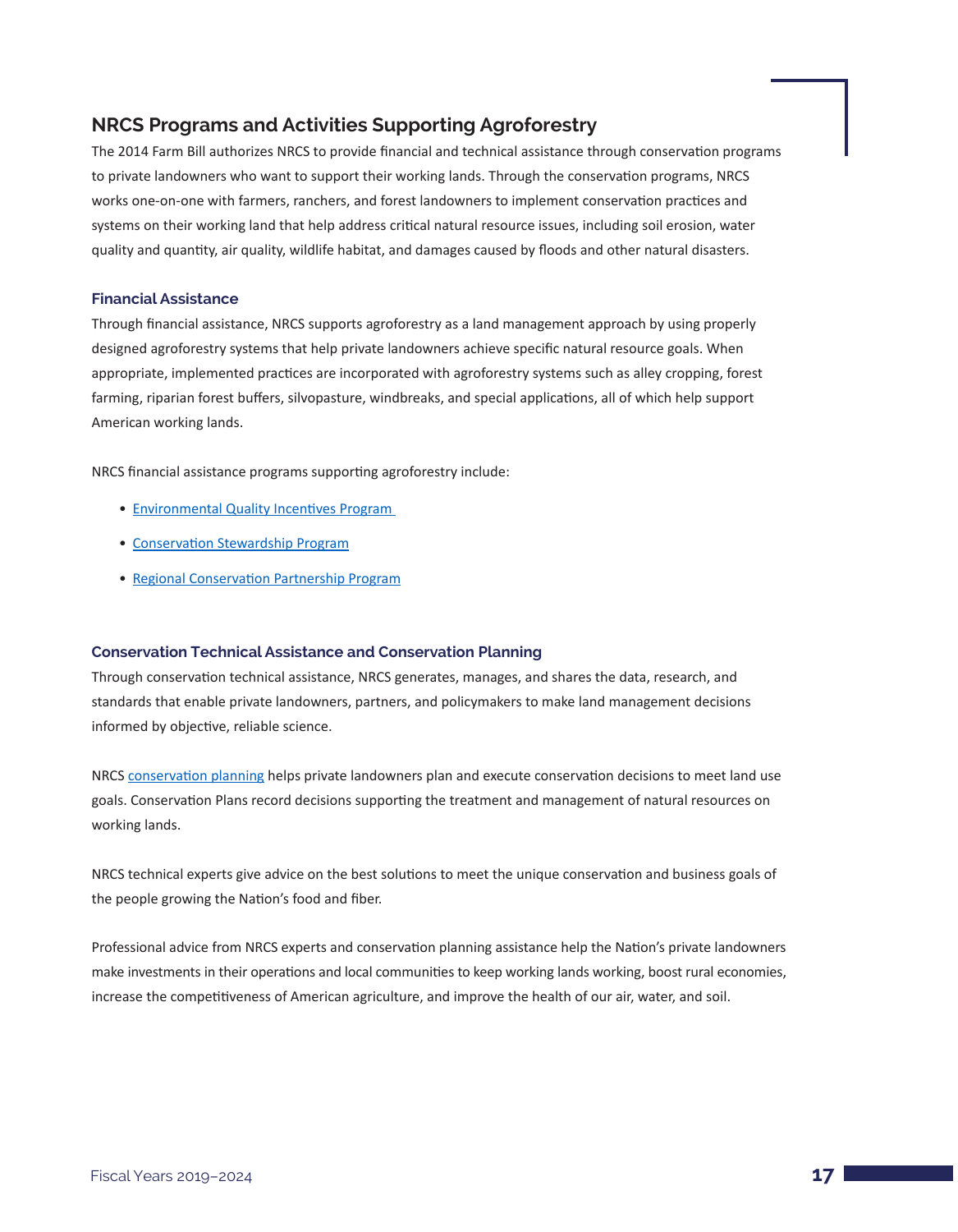## NRCS Programs and Activities Supporting Agroforestry

The 2014 Farm Bill authorizes NRCS to provide financial and technical assistance through conservation programs to private landowners who want to support their working lands. Through the conservation programs, NRCS works one-on-one with farmers, ranchers, and forest landowners to implement conservation practices and systems on their working land that help address critical natural resource issues, including soil erosion, water quality and quantity, air quality, wildlife habitat, and damages caused by floods and other natural disasters.

### Financial Assistance

Through financial assistance, NRCS supports agroforestry as a land management approach by using properly designed agroforestry systems that help private landowners achieve specific natural resource goals. When appropriate, implemented practices are incorporated with agroforestry systems such as alley cropping, forest farming, riparian forest buffers, silvopasture, windbreaks, and special applications, all of which help support American working lands.

NRCS financial assistance programs supporting agroforestry include:

- Environmental Quality Incentives Program
- Conservation Stewardship Program
- Regional Conservation Partnership Program

### Conservation Technical Assistance and Conservation Planning

Through conservation technical assistance, NRCS generates, manages, and shares the data, research, and standards that enable private landowners, partners, and policymakers to make land management decisions informed by objective, reliable science.

NRCS conservation planning helps private landowners plan and execute conservation decisions to meet land use goals. Conservation Plans record decisions supporting the treatment and management of natural resources on working lands.

NRCS technical experts give advice on the best solutions to meet the unique conservation and business goals of the people growing the Nation's food and fiber.

Professional advice from NRCS experts and conservation planning assistance help the Nation's private landowners make investments in their operations and local communities to keep working lands working, boost rural economies, increase the competitiveness of American agriculture, and improve the health of our air, water, and soil.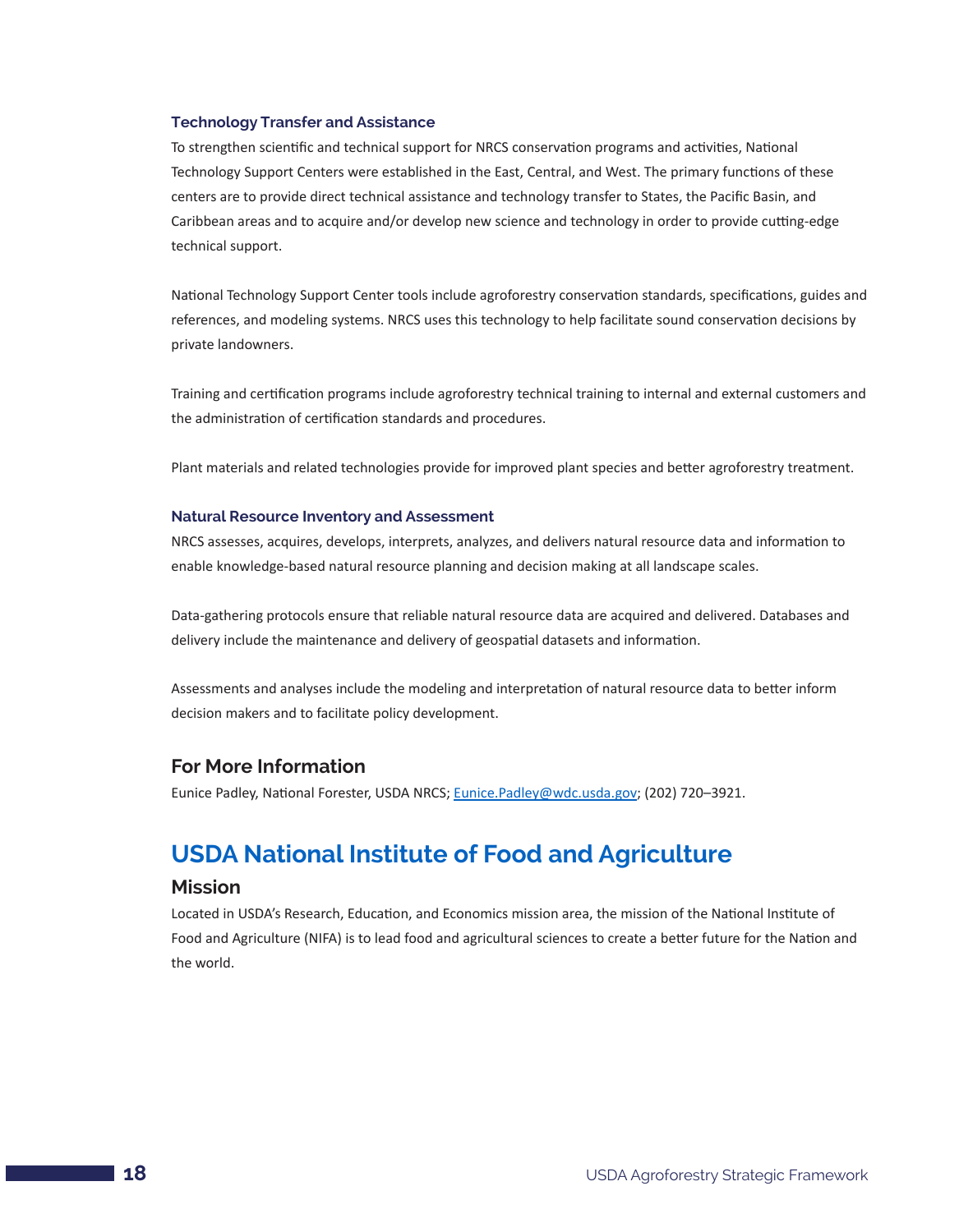### Technology Transfer and Assistance

To strengthen scientific and technical support for NRCS conservation programs and activities, National Technology Support Centers were established in the East, Central, and West. The primary functions of these centers are to provide direct technical assistance and technology transfer to States, the Pacific Basin, and Caribbean areas and to acquire and/or develop new science and technology in order to provide cutting-edge technical support.

National Technology Support Center tools include agroforestry conservation standards, specifications, guides and references, and modeling systems. NRCS uses this technology to help facilitate sound conservation decisions by private landowners.

Training and certification programs include agroforestry technical training to internal and external customers and the administration of certification standards and procedures.

Plant materials and related technologies provide for improved plant species and better agroforestry treatment.

### Natural Resource Inventory and Assessment

NRCS assesses, acquires, develops, interprets, analyzes, and delivers natural resource data and information to enable knowledge-based natural resource planning and decision making at all landscape scales.

Data-gathering protocols ensure that reliable natural resource data are acquired and delivered. Databases and delivery include the maintenance and delivery of geospatial datasets and information.

Assessments and analyses include the modeling and interpretation of natural resource data to better inform decision makers and to facilitate policy development.

## For More Information

Eunice Padley, National Forester, USDA NRCS; Eunice.Padley@wdc.usda.gov; (202) 720–3921.

# USDA National Institute of Food and Agriculture

## Mission

Located in USDA's Research, Education, and Economics mission area, the mission of the National Institute of Food and Agriculture (NIFA) is to lead food and agricultural sciences to create a better future for the Nation and the world.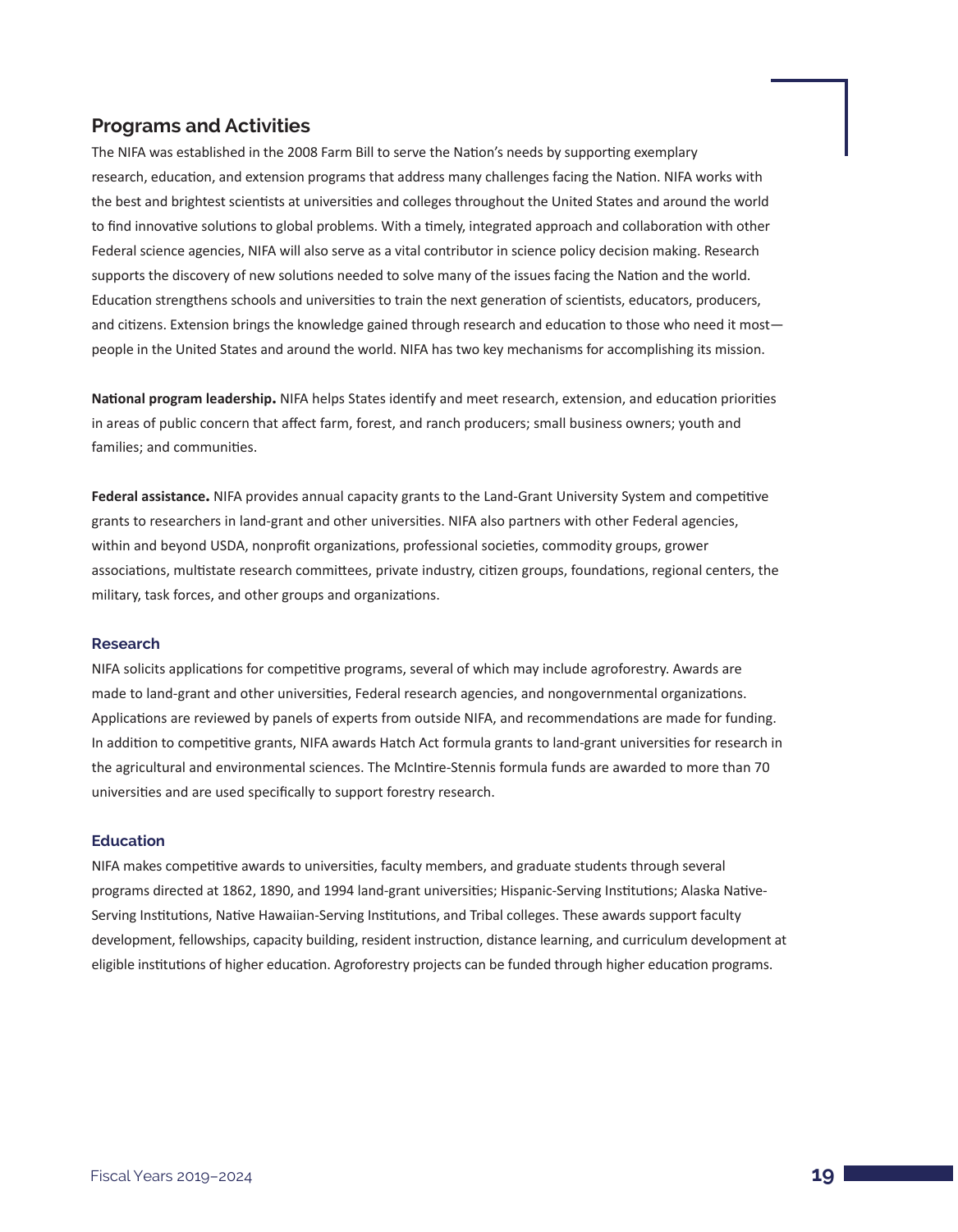## Programs and Activities

The NIFA was established in the 2008 Farm Bill to serve the Nation's needs by supporting exemplary research, education, and extension programs that address many challenges facing the Nation. NIFA works with the best and brightest scientists at universities and colleges throughout the United States and around the world to find innovative solutions to global problems. With a timely, integrated approach and collaboration with other Federal science agencies, NIFA will also serve as a vital contributor in science policy decision making. Research supports the discovery of new solutions needed to solve many of the issues facing the Nation and the world. Education strengthens schools and universities to train the next generation of scientists, educators, producers, and citizens. Extension brings the knowledge gained through research and education to those who need it most—people in the United States and around the world. NIFA has two key mechanisms for accomplishing its mission.

**National program leadership.** NIFA helps States identify and meet research, extension, and education priorities in areas of public concern that affect farm, forest, and ranch producers; small business owners; youth and families; and communities.

**Federal assistance.** NIFA provides annual capacity grants to the Land-Grant University System and competitive grants to researchers in land-grant and other universities. NIFA also partners with other Federal agencies, within and beyond USDA, nonprofit organizations, professional societies, commodity groups, grower associations, multistate research committees, private industry, citizen groups, foundations, regional centers, the military, task forces, and other groups and organizations.

### Research

NIFA solicits applications for competitive programs, several of which may include agroforestry. Awards are made to land-grant and other universities, Federal research agencies, and nongovernmental organizations. Applications are reviewed by panels of experts from outside NIFA, and recommendations are made for funding. In addition to competitive grants, NIFA awards Hatch Act formula grants to land-grant universities for research in the agricultural and environmental sciences. The McIntire-Stennis formula funds are awarded to more than 70 universities and are used specifically to support forestry research.

### Education

NIFA makes competitive awards to universities, faculty members, and graduate students through several programs directed at 1862, 1890, and 1994 land-grant universities; Hispanic-Serving Institutions; Alaska Native-Serving Institutions, Native Hawaiian-Serving Institutions, and Tribal colleges. These awards support faculty development, fellowships, capacity building, resident instruction, distance learning, and curriculum development at eligible institutions of higher education. Agroforestry projects can be funded through higher education programs.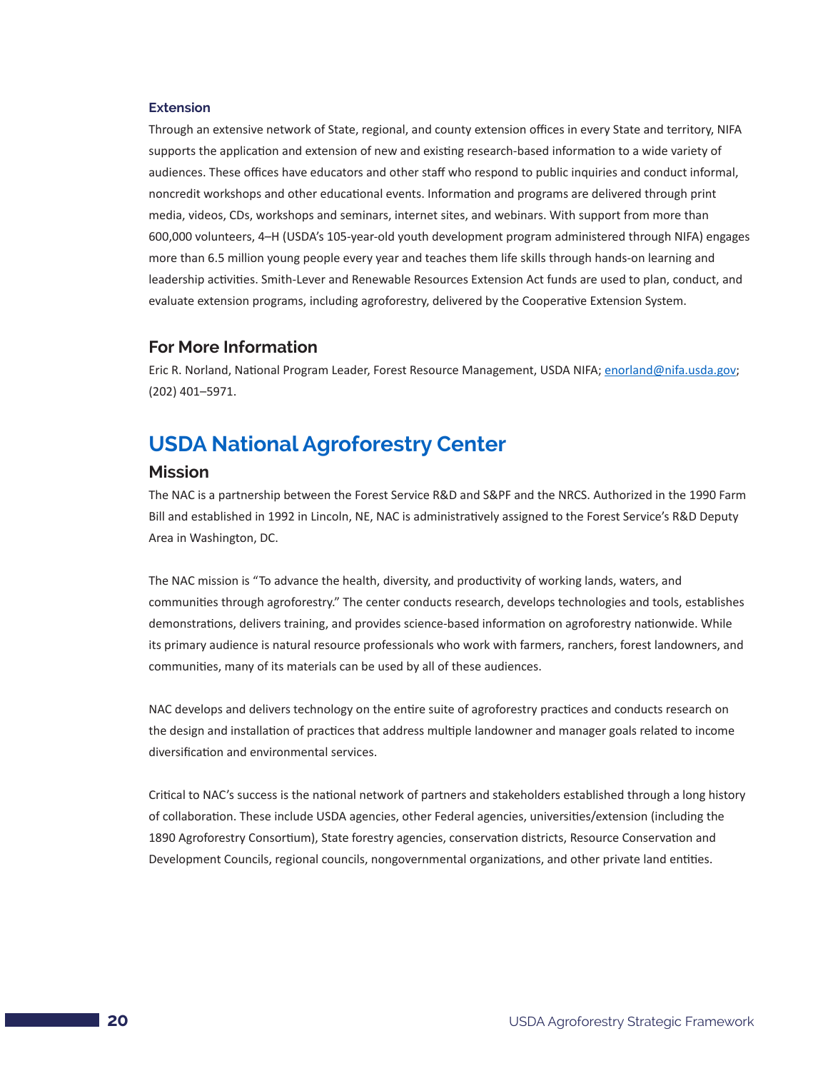### Extension

Through an extensive network of State, regional, and county extension offices in every State and territory, NIFA supports the application and extension of new and existing research-based information to a wide variety of audiences. These offices have educators and other staff who respond to public inquiries and conduct informal, noncredit workshops and other educational events. Information and programs are delivered through print media, videos, CDs, workshops and seminars, internet sites, and webinars. With support from more than 600,000 volunteers, 4–H (USDA's 105-year-old youth development program administered through NIFA) engages more than 6.5 million young people every year and teaches them life skills through hands-on learning and leadership activities. Smith-Lever and Renewable Resources Extension Act funds are used to plan, conduct, and evaluate extension programs, including agroforestry, delivered by the Cooperative Extension System.

## For More Information

Eric R. Norland, National Program Leader, Forest Resource Management, USDA NIFA; enorland@nifa.usda.gov; (202) 401–5971.

# USDA National Agroforestry Center

## Mission

The NAC is a partnership between the Forest Service R&D and S&PF and the NRCS. Authorized in the 1990 Farm Bill and established in 1992 in Lincoln, NE, NAC is administratively assigned to the Forest Service's R&D Deputy Area in Washington, DC.

The NAC mission is "To advance the health, diversity, and productivity of working lands, waters, and communities through agroforestry." The center conducts research, develops technologies and tools, establishes demonstrations, delivers training, and provides science-based information on agroforestry nationwide. While its primary audience is natural resource professionals who work with farmers, ranchers, forest landowners, and communities, many of its materials can be used by all of these audiences.

NAC develops and delivers technology on the entire suite of agroforestry practices and conducts research on the design and installation of practices that address multiple landowner and manager goals related to income diversification and environmental services.

Critical to NAC's success is the national network of partners and stakeholders established through a long history of collaboration. These include USDA agencies, other Federal agencies, universities/extension (including the 1890 Agroforestry Consortium), State forestry agencies, conservation districts, Resource Conservation and Development Councils, regional councils, nongovernmental organizations, and other private land entities.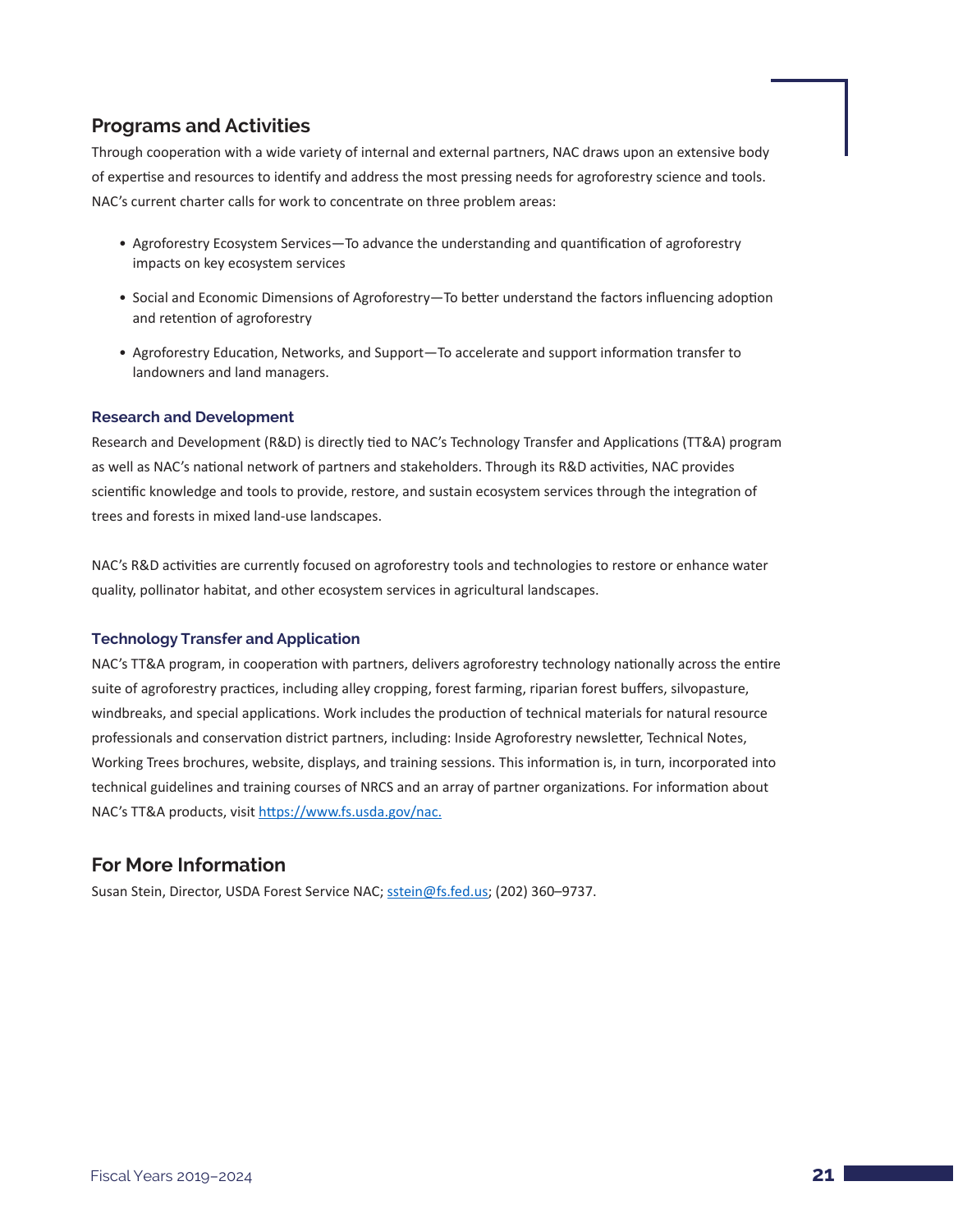## Programs and Activities

Through cooperation with a wide variety of internal and external partners, NAC draws upon an extensive body of expertise and resources to identify and address the most pressing needs for agroforestry science and tools. NAC's current charter calls for work to concentrate on three problem areas:

- Agroforestry Ecosystem Services—To advance the understanding and quantification of agroforestry impacts on key ecosystem services
- Social and Economic Dimensions of Agroforestry—To better understand the factors influencing adoption and retention of agroforestry
- Agroforestry Education, Networks, and Support—To accelerate and support information transfer to landowners and land managers.

### Research and Development

Research and Development (R&D) is directly tied to NAC's Technology Transfer and Applications (TT&A) program as well as NAC's national network of partners and stakeholders. Through its R&D activities, NAC provides scientific knowledge and tools to provide, restore, and sustain ecosystem services through the integration of trees and forests in mixed land-use landscapes.

NAC's R&D activities are currently focused on agroforestry tools and technologies to restore or enhance water quality, pollinator habitat, and other ecosystem services in agricultural landscapes.

### Technology Transfer and Application

NAC's TT&A program, in cooperation with partners, delivers agroforestry technology nationally across the entire suite of agroforestry practices, including alley cropping, forest farming, riparian forest buffers, silvopasture, windbreaks, and special applications. Work includes the production of technical materials for natural resource professionals and conservation district partners, including: Inside Agroforestry newsletter, Technical Notes, Working Trees brochures, website, displays, and training sessions. This information is, in turn, incorporated into technical guidelines and training courses of NRCS and an array of partner organizations. For information about NAC's TT&A products, visit https://www.fs.usda.gov/nac.

## For More Information

Susan Stein, Director, USDA Forest Service NAC; sstein@fs.fed.us; (202) 360–9737.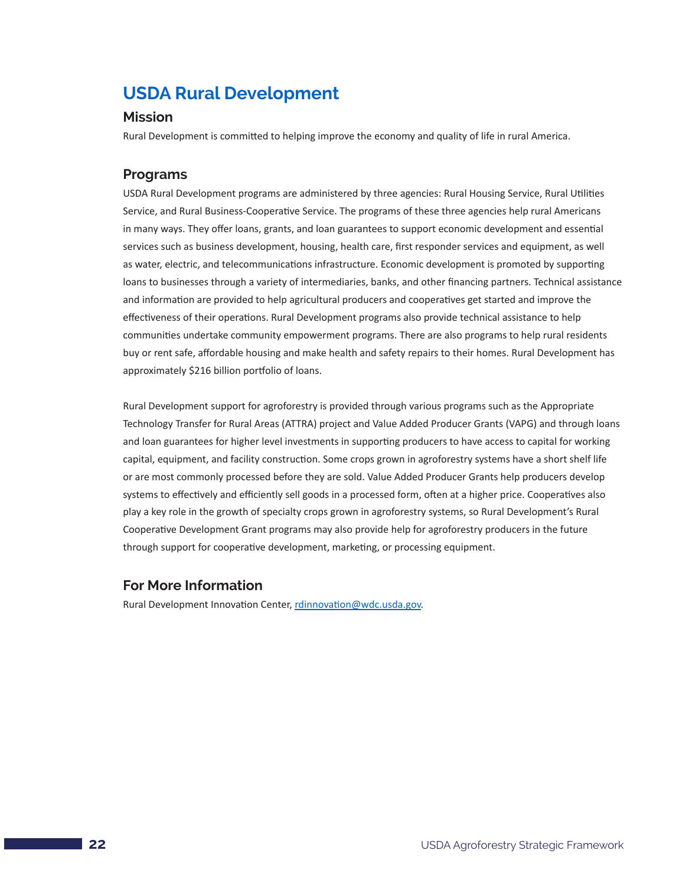# USDA Rural Development

## Mission

Rural Development is committed to helping improve the economy and quality of life in rural America.

## Programs

USDA Rural Development programs are administered by three agencies: Rural Housing Service, Rural Utilities Service, and Rural Business-Cooperative Service. The programs of these three agencies help rural Americans in many ways. They offer loans, grants, and loan guarantees to support economic development and essential services such as business development, housing, health care, first responder services and equipment, as well as water, electric, and telecommunications infrastructure. Economic development is promoted by supporting loans to businesses through a variety of intermediaries, banks, and other financing partners. Technical assistance and information are provided to help agricultural producers and cooperatives get started and improve the effectiveness of their operations. Rural Development programs also provide technical assistance to help communities undertake community empowerment programs. There are also programs to help rural residents buy or rent safe, affordable housing and make health and safety repairs to their homes. Rural Development has approximately $216 billion portfolio of loans.

Rural Development support for agroforestry is provided through various programs such as the Appropriate Technology Transfer for Rural Areas (ATTRA) project and Value Added Producer Grants (VAPG) and through loans and loan guarantees for higher level investments in supporting producers to have access to capital for working capital, equipment, and facility construction. Some crops grown in agroforestry systems have a short shelf life or are most commonly processed before they are sold. Value Added Producer Grants help producers develop systems to effectively and efficiently sell goods in a processed form, often at a higher price. Cooperatives also play a key role in the growth of specialty crops grown in agroforestry systems, so Rural Development's Rural Cooperative Development Grant programs may also provide help for agroforestry producers in the future through support for cooperative development, marketing, or processing equipment.

## For More Information

Rural Development Innovation Center, rdinnovation@wdc.usda.gov.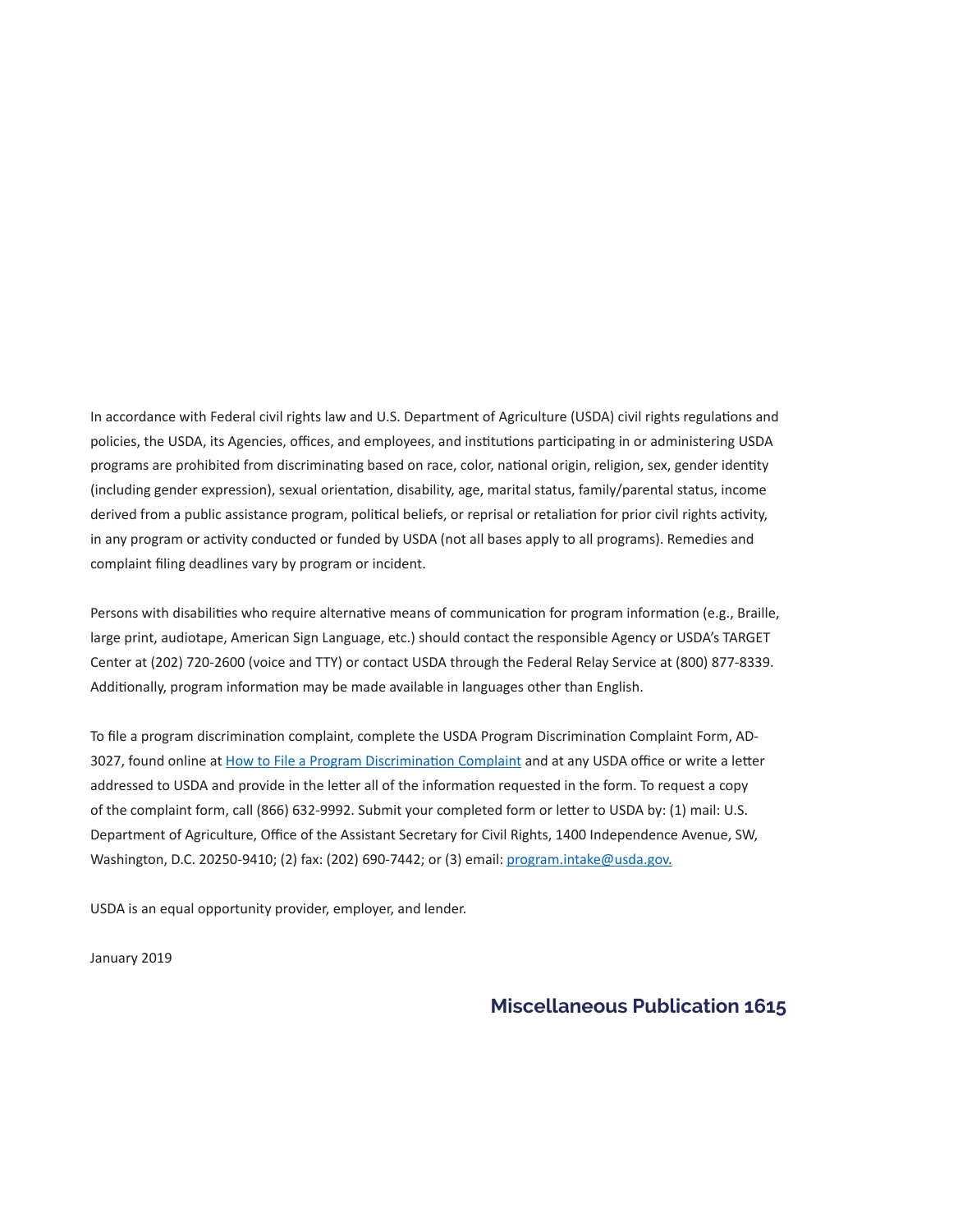In accordance with Federal civil rights law and U.S. Department of Agriculture (USDA) civil rights regulations and policies, the USDA, its Agencies, offices, and employees, and institutions participating in or administering USDA programs are prohibited from discriminating based on race, color, national origin, religion, sex, gender identity (including gender expression), sexual orientation, disability, age, marital status, family/parental status, income derived from a public assistance program, political beliefs, or reprisal or retaliation for prior civil rights activity, in any program or activity conducted or funded by USDA (not all bases apply to all programs). Remedies and complaint filing deadlines vary by program or incident.

Persons with disabilities who require alternative means of communication for program information (e.g., Braille, large print, audiotape, American Sign Language, etc.) should contact the responsible Agency or USDA's TARGET Center at (202) 720-2600 (voice and TTY) or contact USDA through the Federal Relay Service at (800) 877-8339. Additionally, program information may be made available in languages other than English.

To file a program discrimination complaint, complete the USDA Program Discrimination Complaint Form, AD-3027, found online at How to File a Program Discrimination Complaint and at any USDA office or write a letter addressed to USDA and provide in the letter all of the information requested in the form. To request a copy of the complaint form, call (866) 632-9992. Submit your completed form or letter to USDA by: (1) mail: U.S. Department of Agriculture, Office of the Assistant Secretary for Civil Rights, 1400 Independence Avenue, SW, Washington, D.C. 20250-9410; (2) fax: (202) 690-7442; or (3) email: program.intake@usda.gov.

USDA is an equal opportunity provider, employer, and lender.

January 2019

**Miscellaneous Publication 1615**